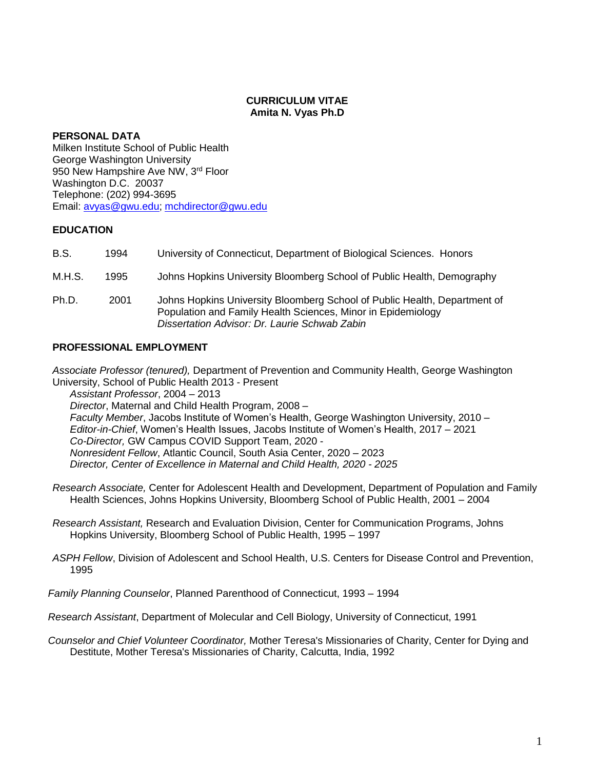**CURRICULUM VITAE**
**Amita N. Vyas Ph.D**

## PERSONAL DATA

Milken Institute School of Public Health
George Washington University
950 New Hampshire Ave NW, 3rd Floor
Washington D.C. 20037
Telephone: (202) 994-3695
Email: avyas@gwu.edu; mchdirector@gwu.edu

## EDUCATION

| | | |
|---|---|---|
| B.S. | 1994 | University of Connecticut, Department of Biological Sciences. Honors |
| M.H.S. | 1995 | Johns Hopkins University Bloomberg School of Public Health, Demography |
| Ph.D. | 2001 | Johns Hopkins University Bloomberg School of Public Health, Department of Population and Family Health Sciences, Minor in Epidemiology *Dissertation Advisor: Dr. Laurie Schwab Zabin* |

## PROFESSIONAL EMPLOYMENT

*Associate Professor (tenured),* Department of Prevention and Community Health, George Washington University, School of Public Health 2013 - Present
*Assistant Professor*, 2004 – 2013
*Director*, Maternal and Child Health Program, 2008 –
*Faculty Member*, Jacobs Institute of Women's Health, George Washington University, 2010 –
*Editor-in-Chief*, Women's Health Issues, Jacobs Institute of Women's Health, 2017 – 2021
*Co-Director,* GW Campus COVID Support Team, 2020 -
*Nonresident Fellow*, Atlantic Council, South Asia Center, 2020 – 2023
*Director, Center of Excellence in Maternal and Child Health, 2020 - 2025*

*Research Associate,* Center for Adolescent Health and Development, Department of Population and Family Health Sciences, Johns Hopkins University, Bloomberg School of Public Health, 2001 – 2004

*Research Assistant,* Research and Evaluation Division, Center for Communication Programs, Johns Hopkins University, Bloomberg School of Public Health, 1995 – 1997

*ASPH Fellow*, Division of Adolescent and School Health, U.S. Centers for Disease Control and Prevention, 1995

*Family Planning Counselor*, Planned Parenthood of Connecticut, 1993 – 1994

*Research Assistant*, Department of Molecular and Cell Biology, University of Connecticut, 1991

*Counselor and Chief Volunteer Coordinator,* Mother Teresa's Missionaries of Charity, Center for Dying and Destitute, Mother Teresa's Missionaries of Charity, Calcutta, India, 1992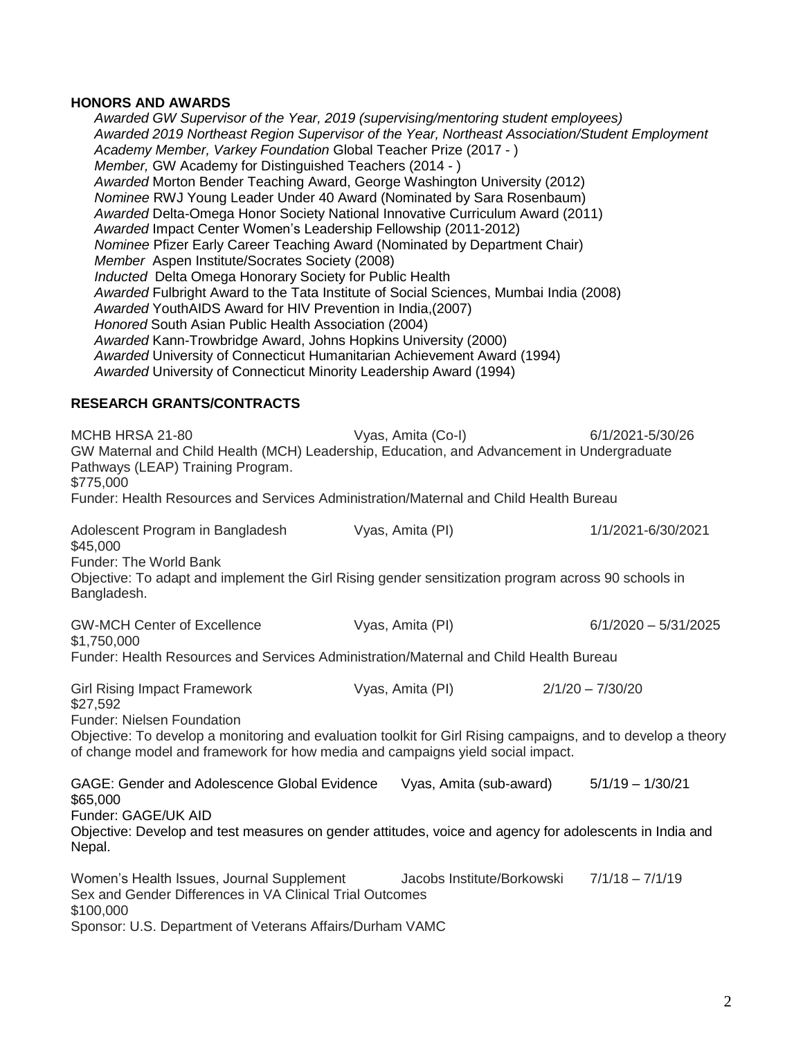## HONORS AND AWARDS

*Awarded GW Supervisor of the Year, 2019 (supervising/mentoring student employees)*
*Awarded 2019 Northeast Region Supervisor of the Year, Northeast Association/Student Employment*
*Academy Member, Varkey Foundation* Global Teacher Prize (2017 - )
*Member,* GW Academy for Distinguished Teachers (2014 - )
*Awarded* Morton Bender Teaching Award, George Washington University (2012)
*Nominee* RWJ Young Leader Under 40 Award (Nominated by Sara Rosenbaum)
*Awarded* Delta-Omega Honor Society National Innovative Curriculum Award (2011)
*Awarded* Impact Center Women's Leadership Fellowship (2011-2012)
*Nominee* Pfizer Early Career Teaching Award (Nominated by Department Chair)
*Member* Aspen Institute/Socrates Society (2008)
*Inducted* Delta Omega Honorary Society for Public Health
*Awarded* Fulbright Award to the Tata Institute of Social Sciences, Mumbai India (2008)
*Awarded* YouthAIDS Award for HIV Prevention in India,(2007)
*Honored* South Asian Public Health Association (2004)
*Awarded* Kann-Trowbridge Award, Johns Hopkins University (2000)
*Awarded* University of Connecticut Humanitarian Achievement Award (1994)
*Awarded* University of Connecticut Minority Leadership Award (1994)

## RESEARCH GRANTS/CONTRACTS

MCHB HRSA 21-80 — Vyas, Amita (Co-I) — 6/1/2021-5/30/26
GW Maternal and Child Health (MCH) Leadership, Education, and Advancement in Undergraduate Pathways (LEAP) Training Program.
$775,000
Funder: Health Resources and Services Administration/Maternal and Child Health Bureau

Adolescent Program in Bangladesh — Vyas, Amita (PI) — 1/1/2021-6/30/2021
$45,000
Funder: The World Bank
Objective: To adapt and implement the Girl Rising gender sensitization program across 90 schools in Bangladesh.

GW-MCH Center of Excellence — Vyas, Amita (PI) — 6/1/2020 – 5/31/2025
$1,750,000
Funder: Health Resources and Services Administration/Maternal and Child Health Bureau

Girl Rising Impact Framework — Vyas, Amita (PI) — 2/1/20 – 7/30/20
$27,592
Funder: Nielsen Foundation
Objective: To develop a monitoring and evaluation toolkit for Girl Rising campaigns, and to develop a theory of change model and framework for how media and campaigns yield social impact.

GAGE: Gender and Adolescence Global Evidence — Vyas, Amita (sub-award) — 5/1/19 – 1/30/21
$65,000
Funder: GAGE/UK AID
Objective: Develop and test measures on gender attitudes, voice and agency for adolescents in India and Nepal.

Women's Health Issues, Journal Supplement — Jacobs Institute/Borkowski — 7/1/18 – 7/1/19
Sex and Gender Differences in VA Clinical Trial Outcomes
$100,000
Sponsor: U.S. Department of Veterans Affairs/Durham VAMC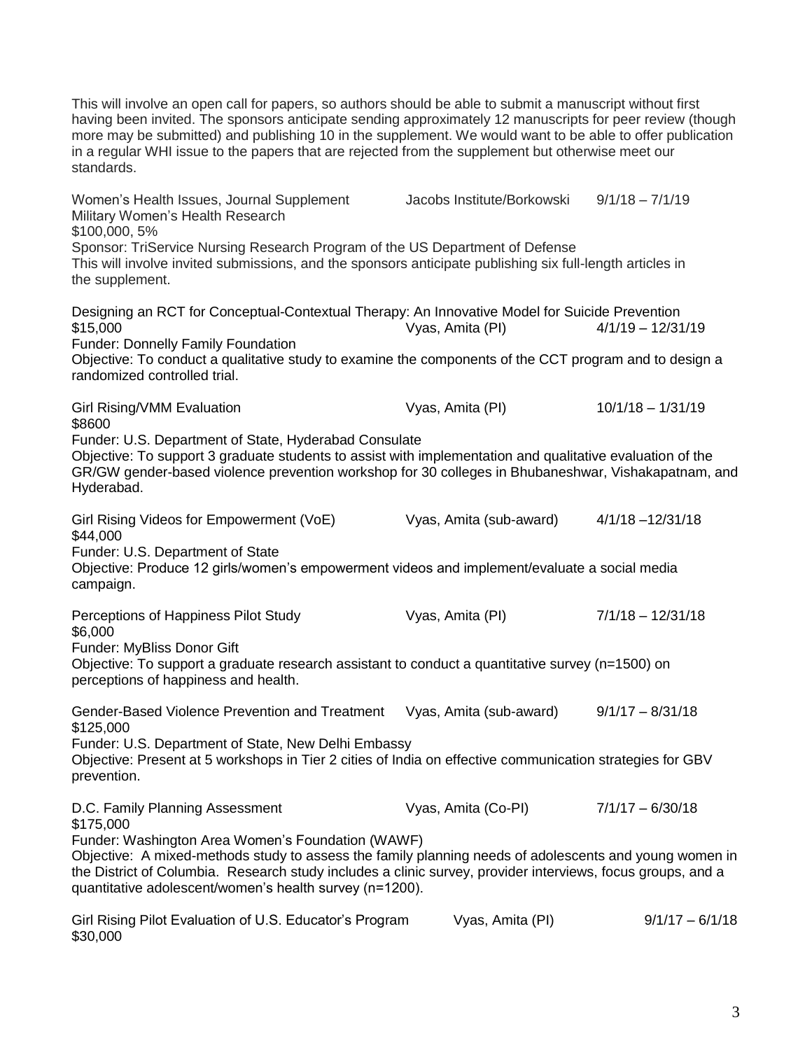This will involve an open call for papers, so authors should be able to submit a manuscript without first having been invited. The sponsors anticipate sending approximately 12 manuscripts for peer review (though more may be submitted) and publishing 10 in the supplement. We would want to be able to offer publication in a regular WHI issue to the papers that are rejected from the supplement but otherwise meet our standards.

Women's Health Issues, Journal Supplement Jacobs Institute/Borkowski 9/1/18 – 7/1/19
Military Women's Health Research
$100,000, 5%
Sponsor: TriService Nursing Research Program of the US Department of Defense
This will involve invited submissions, and the sponsors anticipate publishing six full-length articles in the supplement.

Designing an RCT for Conceptual-Contextual Therapy: An Innovative Model for Suicide Prevention
$15,000 Vyas, Amita (PI) 4/1/19 – 12/31/19
Funder: Donnelly Family Foundation
Objective: To conduct a qualitative study to examine the components of the CCT program and to design a randomized controlled trial.

Girl Rising/VMM Evaluation Vyas, Amita (PI) 10/1/18 – 1/31/19
$8600
Funder: U.S. Department of State, Hyderabad Consulate
Objective: To support 3 graduate students to assist with implementation and qualitative evaluation of the GR/GW gender-based violence prevention workshop for 30 colleges in Bhubaneshwar, Vishakapatnam, and Hyderabad.

Girl Rising Videos for Empowerment (VoE) Vyas, Amita (sub-award) 4/1/18 –12/31/18
$44,000
Funder: U.S. Department of State
Objective: Produce 12 girls/women's empowerment videos and implement/evaluate a social media campaign.

Perceptions of Happiness Pilot Study Vyas, Amita (PI) 7/1/18 – 12/31/18
$6,000
Funder: MyBliss Donor Gift
Objective: To support a graduate research assistant to conduct a quantitative survey (n=1500) on perceptions of happiness and health.

Gender-Based Violence Prevention and Treatment Vyas, Amita (sub-award) 9/1/17 – 8/31/18
$125,000
Funder: U.S. Department of State, New Delhi Embassy
Objective: Present at 5 workshops in Tier 2 cities of India on effective communication strategies for GBV prevention.

D.C. Family Planning Assessment Vyas, Amita (Co-PI) 7/1/17 – 6/30/18
$175,000
Funder: Washington Area Women's Foundation (WAWF)
Objective: A mixed-methods study to assess the family planning needs of adolescents and young women in the District of Columbia. Research study includes a clinic survey, provider interviews, focus groups, and a quantitative adolescent/women's health survey (n=1200).

Girl Rising Pilot Evaluation of U.S. Educator's Program Vyas, Amita (PI) 9/1/17 – 6/1/18
$30,000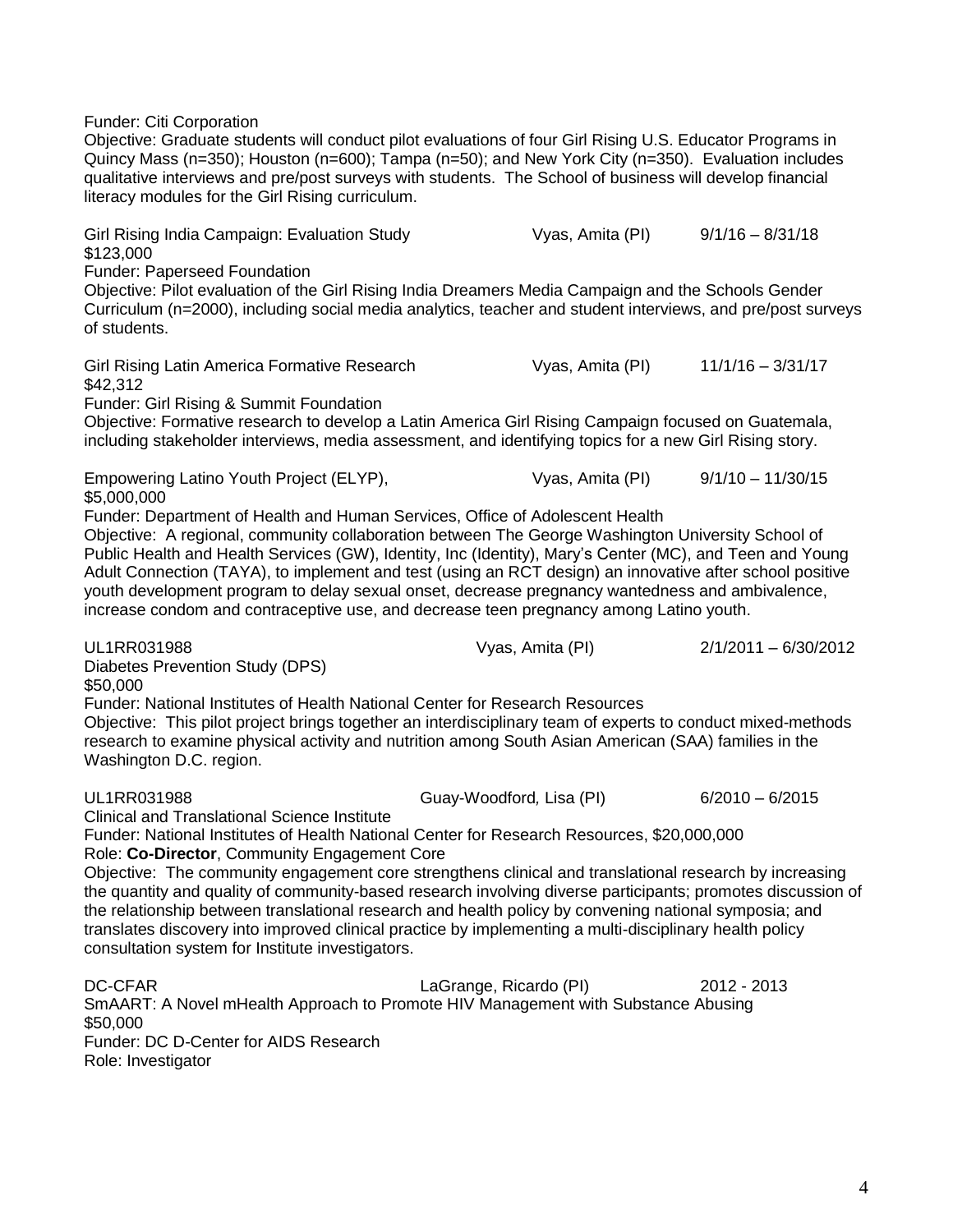Funder: Citi Corporation
Objective: Graduate students will conduct pilot evaluations of four Girl Rising U.S. Educator Programs in Quincy Mass (n=350); Houston (n=600); Tampa (n=50); and New York City (n=350). Evaluation includes qualitative interviews and pre/post surveys with students. The School of business will develop financial literacy modules for the Girl Rising curriculum.

Girl Rising India Campaign: Evaluation Study Vyas, Amita (PI) 9/1/16 – 8/31/18
$123,000
Funder: Paperseed Foundation
Objective: Pilot evaluation of the Girl Rising India Dreamers Media Campaign and the Schools Gender Curriculum (n=2000), including social media analytics, teacher and student interviews, and pre/post surveys of students.

Girl Rising Latin America Formative Research Vyas, Amita (PI) 11/1/16 – 3/31/17
$42,312
Funder: Girl Rising & Summit Foundation
Objective: Formative research to develop a Latin America Girl Rising Campaign focused on Guatemala, including stakeholder interviews, media assessment, and identifying topics for a new Girl Rising story.

Empowering Latino Youth Project (ELYP), Vyas, Amita (PI) 9/1/10 – 11/30/15
$5,000,000
Funder: Department of Health and Human Services, Office of Adolescent Health
Objective: A regional, community collaboration between The George Washington University School of Public Health and Health Services (GW), Identity, Inc (Identity), Mary's Center (MC), and Teen and Young Adult Connection (TAYA), to implement and test (using an RCT design) an innovative after school positive youth development program to delay sexual onset, decrease pregnancy wantedness and ambivalence, increase condom and contraceptive use, and decrease teen pregnancy among Latino youth.

UL1RR031988 Vyas, Amita (PI) 2/1/2011 – 6/30/2012
Diabetes Prevention Study (DPS)
$50,000
Funder: National Institutes of Health National Center for Research Resources
Objective: This pilot project brings together an interdisciplinary team of experts to conduct mixed-methods research to examine physical activity and nutrition among South Asian American (SAA) families in the Washington D.C. region.

UL1RR031988 Guay-Woodford, Lisa (PI) 6/2010 – 6/2015
Clinical and Translational Science Institute
Funder: National Institutes of Health National Center for Research Resources, $20,000,000
Role: **Co-Director**, Community Engagement Core
Objective: The community engagement core strengthens clinical and translational research by increasing the quantity and quality of community-based research involving diverse participants; promotes discussion of the relationship between translational research and health policy by convening national symposia; and translates discovery into improved clinical practice by implementing a multi-disciplinary health policy consultation system for Institute investigators.

DC-CFAR LaGrange, Ricardo (PI) 2012 - 2013
SmAART: A Novel mHealth Approach to Promote HIV Management with Substance Abusing
$50,000
Funder: DC D-Center for AIDS Research
Role: Investigator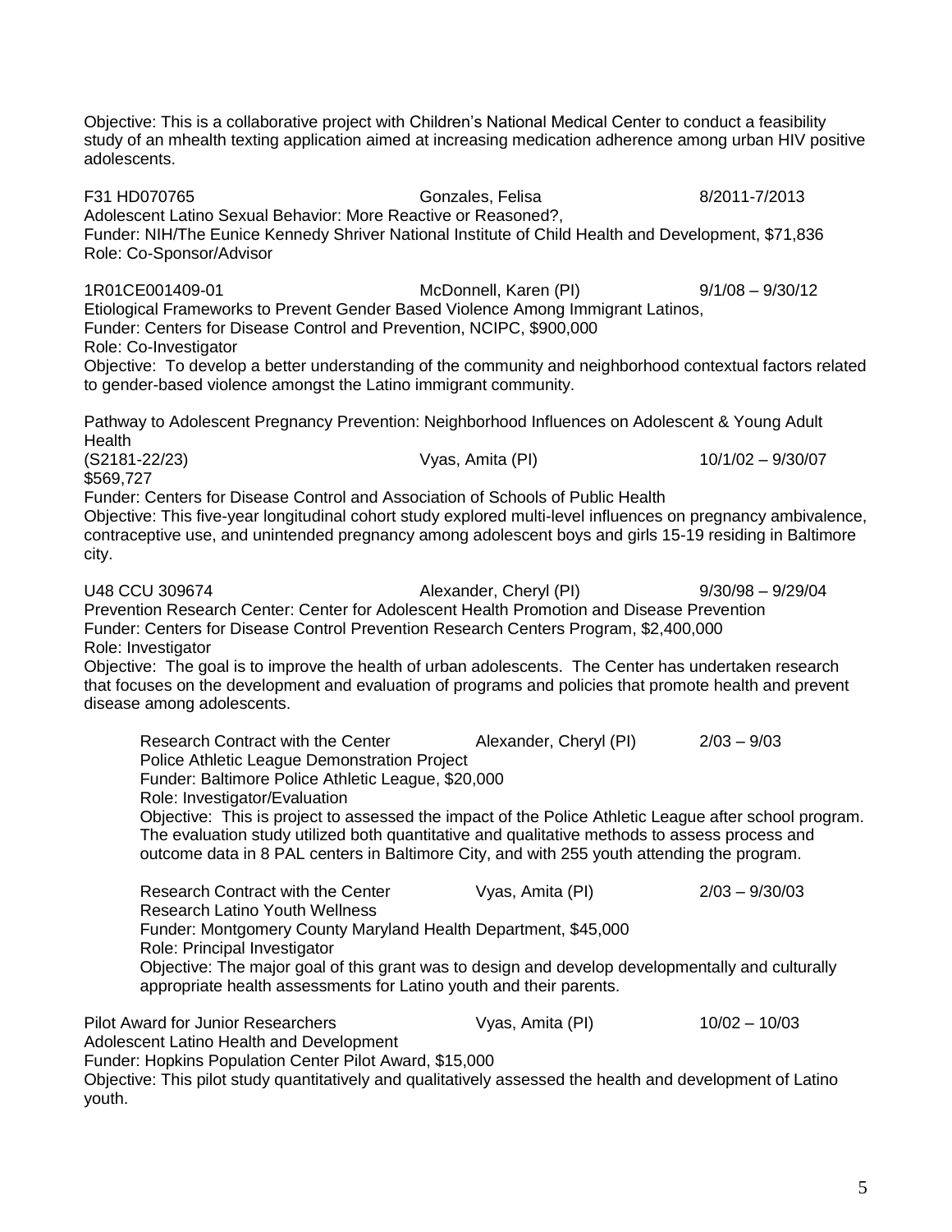Objective: This is a collaborative project with Children's National Medical Center to conduct a feasibility study of an mhealth texting application aimed at increasing medication adherence among urban HIV positive adolescents.

F31 HD070765 Gonzales, Felisa 8/2011-7/2013
Adolescent Latino Sexual Behavior: More Reactive or Reasoned?,
Funder: NIH/The Eunice Kennedy Shriver National Institute of Child Health and Development, $71,836
Role: Co-Sponsor/Advisor

1R01CE001409-01 McDonnell, Karen (PI) 9/1/08 – 9/30/12
Etiological Frameworks to Prevent Gender Based Violence Among Immigrant Latinos,
Funder: Centers for Disease Control and Prevention, NCIPC, $900,000
Role: Co-Investigator
Objective: To develop a better understanding of the community and neighborhood contextual factors related to gender-based violence amongst the Latino immigrant community.

Pathway to Adolescent Pregnancy Prevention: Neighborhood Influences on Adolescent & Young Adult Health
(S2181-22/23) Vyas, Amita (PI) 10/1/02 – 9/30/07
$569,727
Funder: Centers for Disease Control and Association of Schools of Public Health
Objective: This five-year longitudinal cohort study explored multi-level influences on pregnancy ambivalence, contraceptive use, and unintended pregnancy among adolescent boys and girls 15-19 residing in Baltimore city.

U48 CCU 309674 Alexander, Cheryl (PI) 9/30/98 – 9/29/04
Prevention Research Center: Center for Adolescent Health Promotion and Disease Prevention
Funder: Centers for Disease Control Prevention Research Centers Program, $2,400,000
Role: Investigator
Objective: The goal is to improve the health of urban adolescents. The Center has undertaken research that focuses on the development and evaluation of programs and policies that promote health and prevent disease among adolescents.

> Research Contract with the Center Alexander, Cheryl (PI) 2/03 – 9/03
> Police Athletic League Demonstration Project
> Funder: Baltimore Police Athletic League, $20,000
> Role: Investigator/Evaluation
> Objective: This is project to assessed the impact of the Police Athletic League after school program. The evaluation study utilized both quantitative and qualitative methods to assess process and outcome data in 8 PAL centers in Baltimore City, and with 255 youth attending the program.
>
> Research Contract with the Center Vyas, Amita (PI) 2/03 – 9/30/03
> Research Latino Youth Wellness
> Funder: Montgomery County Maryland Health Department, $45,000
> Role: Principal Investigator
> Objective: The major goal of this grant was to design and develop developmentally and culturally appropriate health assessments for Latino youth and their parents.

Pilot Award for Junior Researchers Vyas, Amita (PI) 10/02 – 10/03
Adolescent Latino Health and Development
Funder: Hopkins Population Center Pilot Award, $15,000
Objective: This pilot study quantitatively and qualitatively assessed the health and development of Latino youth.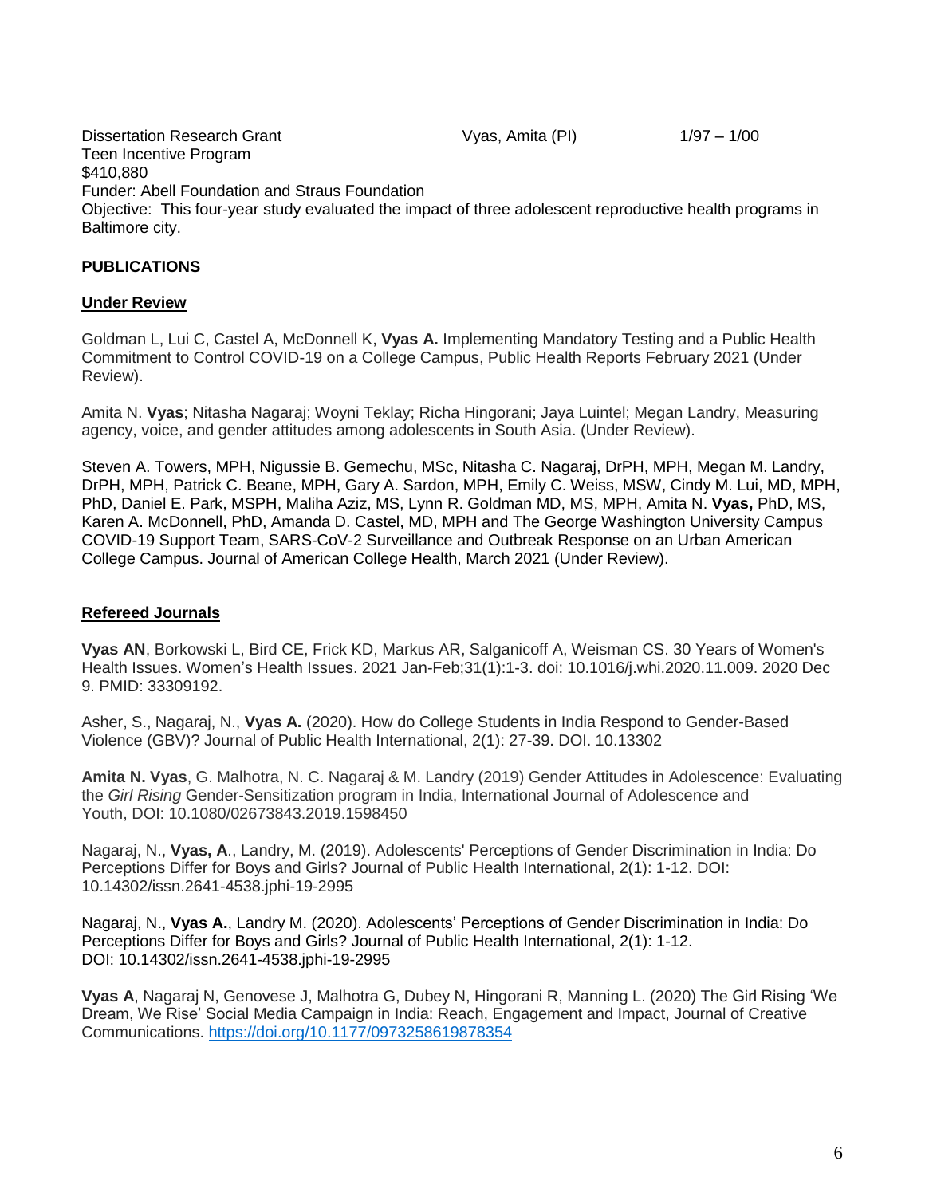Dissertation Research Grant  Vyas, Amita (PI)  1/97 – 1/00
Teen Incentive Program
$410,880
Funder: Abell Foundation and Straus Foundation
Objective: This four-year study evaluated the impact of three adolescent reproductive health programs in Baltimore city.

## PUBLICATIONS

### Under Review

Goldman L, Lui C, Castel A, McDonnell K, **Vyas A.** Implementing Mandatory Testing and a Public Health Commitment to Control COVID-19 on a College Campus, Public Health Reports February 2021 (Under Review).

Amita N. **Vyas**; Nitasha Nagaraj; Woyni Teklay; Richa Hingorani; Jaya Luintel; Megan Landry, Measuring agency, voice, and gender attitudes among adolescents in South Asia. (Under Review).

Steven A. Towers, MPH, Nigussie B. Gemechu, MSc, Nitasha C. Nagaraj, DrPH, MPH, Megan M. Landry, DrPH, MPH, Patrick C. Beane, MPH, Gary A. Sardon, MPH, Emily C. Weiss, MSW, Cindy M. Lui, MD, MPH, PhD, Daniel E. Park, MSPH, Maliha Aziz, MS, Lynn R. Goldman MD, MS, MPH, Amita N. **Vyas,** PhD, MS, Karen A. McDonnell, PhD, Amanda D. Castel, MD, MPH and The George Washington University Campus COVID-19 Support Team, SARS-CoV-2 Surveillance and Outbreak Response on an Urban American College Campus. Journal of American College Health, March 2021 (Under Review).

### Refereed Journals

**Vyas AN**, Borkowski L, Bird CE, Frick KD, Markus AR, Salganicoff A, Weisman CS. 30 Years of Women's Health Issues. Women's Health Issues. 2021 Jan-Feb;31(1):1-3. doi: 10.1016/j.whi.2020.11.009. 2020 Dec 9. PMID: 33309192.

Asher, S., Nagaraj, N., **Vyas A.** (2020). How do College Students in India Respond to Gender-Based Violence (GBV)? Journal of Public Health International, 2(1): 27-39. DOI. 10.13302

**Amita N. Vyas**, G. Malhotra, N. C. Nagaraj & M. Landry (2019) Gender Attitudes in Adolescence: Evaluating the *Girl Rising* Gender-Sensitization program in India, International Journal of Adolescence and Youth, DOI: 10.1080/02673843.2019.1598450

Nagaraj, N., **Vyas, A**., Landry, M. (2019). Adolescents' Perceptions of Gender Discrimination in India: Do Perceptions Differ for Boys and Girls? Journal of Public Health International, 2(1): 1-12. DOI: 10.14302/issn.2641-4538.jphi-19-2995

Nagaraj, N., **Vyas A.**, Landry M. (2020). Adolescents' Perceptions of Gender Discrimination in India: Do Perceptions Differ for Boys and Girls? Journal of Public Health International, 2(1): 1-12. DOI: 10.14302/issn.2641-4538.jphi-19-2995

**Vyas A**, Nagaraj N, Genovese J, Malhotra G, Dubey N, Hingorani R, Manning L. (2020) The Girl Rising 'We Dream, We Rise' Social Media Campaign in India: Reach, Engagement and Impact, Journal of Creative Communications. https://doi.org/10.1177/0973258619878354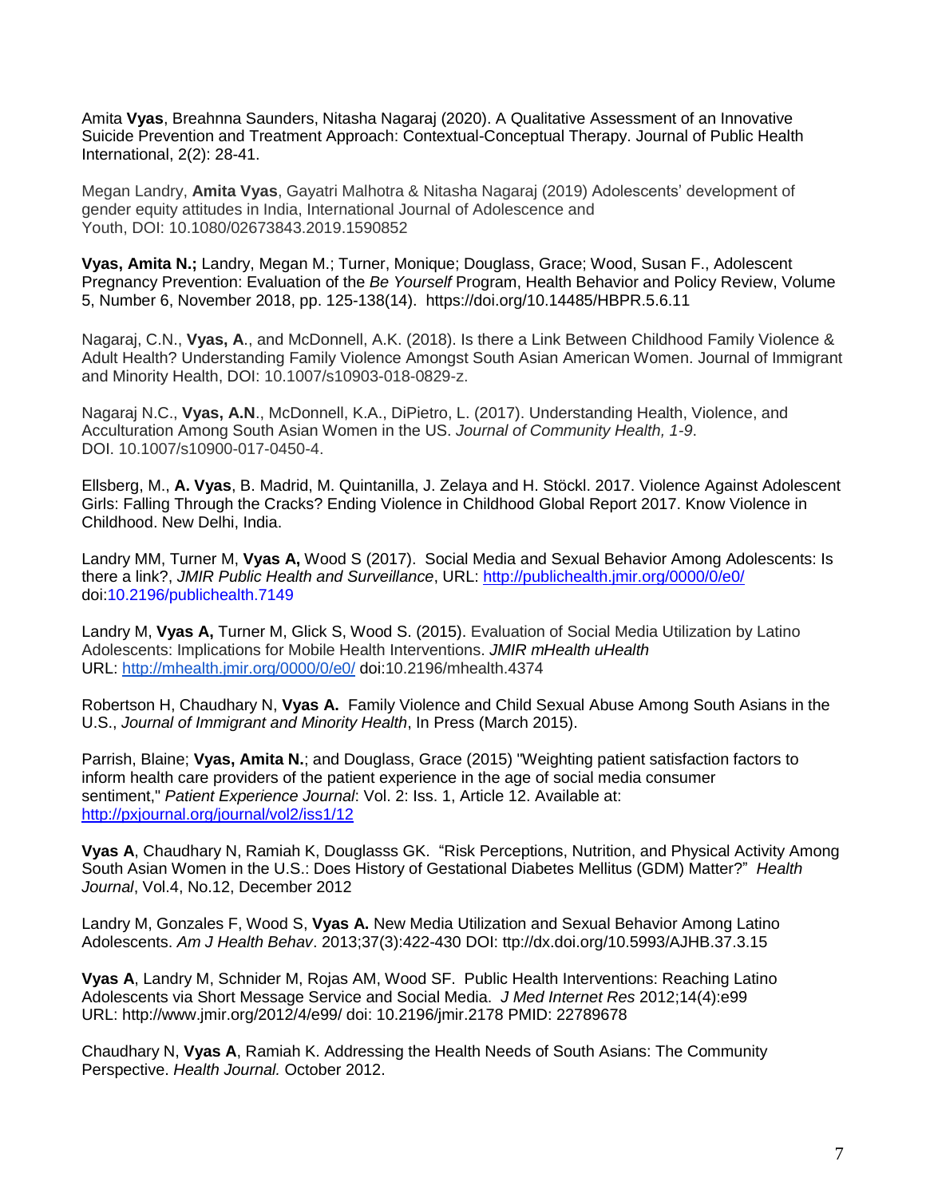Amita **Vyas**, Breahnna Saunders, Nitasha Nagaraj (2020). A Qualitative Assessment of an Innovative Suicide Prevention and Treatment Approach: Contextual-Conceptual Therapy. Journal of Public Health International, 2(2): 28-41.

Megan Landry, **Amita Vyas**, Gayatri Malhotra & Nitasha Nagaraj (2019) Adolescents' development of gender equity attitudes in India, International Journal of Adolescence and Youth, DOI: 10.1080/02673843.2019.1590852

**Vyas, Amita N.;** Landry, Megan M.; Turner, Monique; Douglass, Grace; Wood, Susan F., Adolescent Pregnancy Prevention: Evaluation of the *Be Yourself* Program, Health Behavior and Policy Review, Volume 5, Number 6, November 2018, pp. 125-138(14). https://doi.org/10.14485/HBPR.5.6.11

Nagaraj, C.N., **Vyas, A**., and McDonnell, A.K. (2018). Is there a Link Between Childhood Family Violence & Adult Health? Understanding Family Violence Amongst South Asian American Women. Journal of Immigrant and Minority Health, DOI: 10.1007/s10903-018-0829-z.

Nagaraj N.C., **Vyas, A.N**., McDonnell, K.A., DiPietro, L. (2017). Understanding Health, Violence, and Acculturation Among South Asian Women in the US. *Journal of Community Health, 1-9*. DOI. 10.1007/s10900-017-0450-4.

Ellsberg, M., **A. Vyas**, B. Madrid, M. Quintanilla, J. Zelaya and H. Stöckl. 2017. Violence Against Adolescent Girls: Falling Through the Cracks? Ending Violence in Childhood Global Report 2017. Know Violence in Childhood. New Delhi, India.

Landry MM, Turner M, **Vyas A,** Wood S (2017). Social Media and Sexual Behavior Among Adolescents: Is there a link?, *JMIR Public Health and Surveillance*, URL: http://publichealth.jmir.org/0000/0/e0/ doi:10.2196/publichealth.7149

Landry M, **Vyas A,** Turner M, Glick S, Wood S. (2015). Evaluation of Social Media Utilization by Latino Adolescents: Implications for Mobile Health Interventions. *JMIR mHealth uHealth* URL: http://mhealth.jmir.org/0000/0/e0/ doi:10.2196/mhealth.4374

Robertson H, Chaudhary N, **Vyas A.** Family Violence and Child Sexual Abuse Among South Asians in the U.S., *Journal of Immigrant and Minority Health*, In Press (March 2015).

Parrish, Blaine; **Vyas, Amita N.**; and Douglass, Grace (2015) "Weighting patient satisfaction factors to inform health care providers of the patient experience in the age of social media consumer sentiment," *Patient Experience Journal*: Vol. 2: Iss. 1, Article 12. Available at: http://pxjournal.org/journal/vol2/iss1/12

**Vyas A**, Chaudhary N, Ramiah K, Douglasss GK. "Risk Perceptions, Nutrition, and Physical Activity Among South Asian Women in the U.S.: Does History of Gestational Diabetes Mellitus (GDM) Matter?" *Health Journal*, Vol.4, No.12, December 2012

Landry M, Gonzales F, Wood S, **Vyas A.** New Media Utilization and Sexual Behavior Among Latino Adolescents. *Am J Health Behav*. 2013;37(3):422-430 DOI: ttp://dx.doi.org/10.5993/AJHB.37.3.15

**Vyas A**, Landry M, Schnider M, Rojas AM, Wood SF. Public Health Interventions: Reaching Latino Adolescents via Short Message Service and Social Media. *J Med Internet Res* 2012;14(4):e99 URL: http://www.jmir.org/2012/4/e99/ doi: 10.2196/jmir.2178 PMID: 22789678

Chaudhary N, **Vyas A**, Ramiah K. Addressing the Health Needs of South Asians: The Community Perspective. *Health Journal.* October 2012.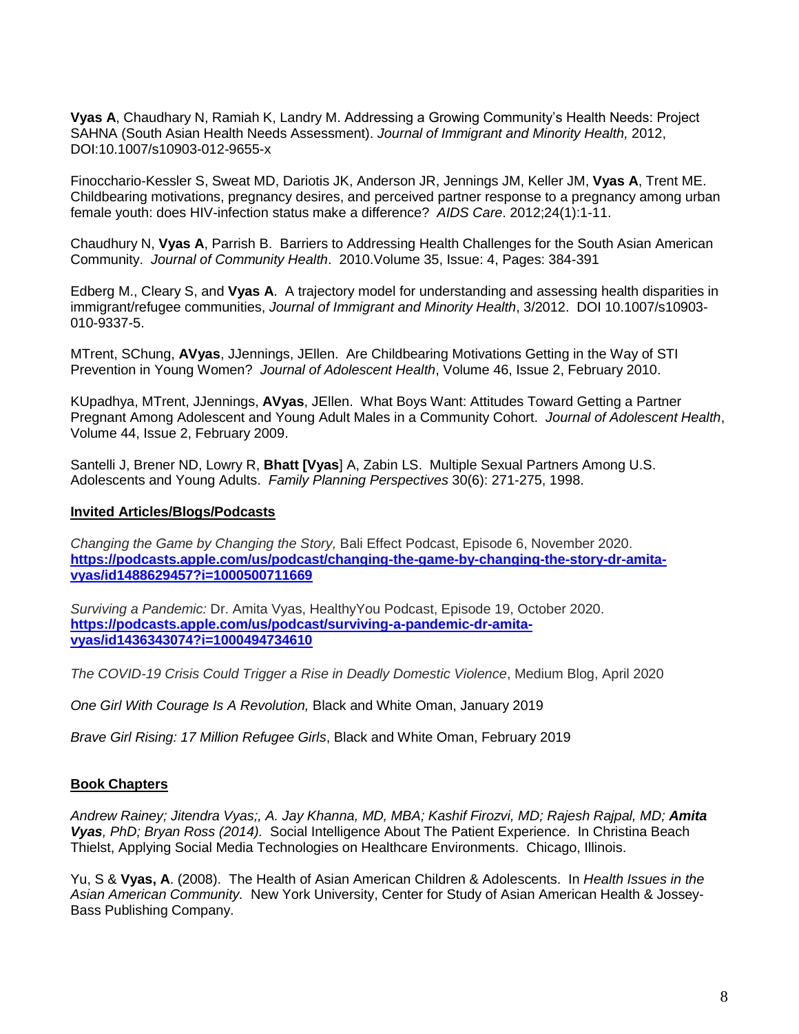**Vyas A**, Chaudhary N, Ramiah K, Landry M. Addressing a Growing Community's Health Needs: Project SAHNA (South Asian Health Needs Assessment). *Journal of Immigrant and Minority Health,* 2012, DOI:10.1007/s10903-012-9655-x

Finocchario-Kessler S, Sweat MD, Dariotis JK, Anderson JR, Jennings JM, Keller JM, **Vyas A**, Trent ME. Childbearing motivations, pregnancy desires, and perceived partner response to a pregnancy among urban female youth: does HIV-infection status make a difference? *AIDS Care*. 2012;24(1):1-11.

Chaudhury N, **Vyas A**, Parrish B. Barriers to Addressing Health Challenges for the South Asian American Community. *Journal of Community Health*. 2010.Volume 35, Issue: 4, Pages: 384-391

Edberg M., Cleary S, and **Vyas A**. A trajectory model for understanding and assessing health disparities in immigrant/refugee communities, *Journal of Immigrant and Minority Health*, 3/2012. DOI 10.1007/s10903-010-9337-5.

MTrent, SChung, **AVyas**, JJennings, JEllen. Are Childbearing Motivations Getting in the Way of STI Prevention in Young Women? *Journal of Adolescent Health*, Volume 46, Issue 2, February 2010.

KUpadhya, MTrent, JJennings, **AVyas**, JEllen. What Boys Want: Attitudes Toward Getting a Partner Pregnant Among Adolescent and Young Adult Males in a Community Cohort. *Journal of Adolescent Health*, Volume 44, Issue 2, February 2009.

Santelli J, Brener ND, Lowry R, **Bhatt [Vyas**] A, Zabin LS. Multiple Sexual Partners Among U.S. Adolescents and Young Adults. *Family Planning Perspectives* 30(6): 271-275, 1998.

## Invited Articles/Blogs/Podcasts

*Changing the Game by Changing the Story,* Bali Effect Podcast, Episode 6, November 2020. **https://podcasts.apple.com/us/podcast/changing-the-game-by-changing-the-story-dr-amita-vyas/id1488629457?i=1000500711669**

*Surviving a Pandemic:* Dr. Amita Vyas, HealthyYou Podcast, Episode 19, October 2020. **https://podcasts.apple.com/us/podcast/surviving-a-pandemic-dr-amita-vyas/id1436343074?i=1000494734610**

*The COVID-19 Crisis Could Trigger a Rise in Deadly Domestic Violence*, Medium Blog, April 2020

*One Girl With Courage Is A Revolution,* Black and White Oman, January 2019

*Brave Girl Rising: 17 Million Refugee Girls*, Black and White Oman, February 2019

## Book Chapters

*Andrew Rainey; Jitendra Vyas;, A. Jay Khanna, MD, MBA; Kashif Firozvi, MD; Rajesh Rajpal, MD;* ***Amita Vyas****, PhD; Bryan Ross (2014).* Social Intelligence About The Patient Experience. In Christina Beach Thielst, Applying Social Media Technologies on Healthcare Environments. Chicago, Illinois.

Yu, S & **Vyas, A**. (2008). The Health of Asian American Children & Adolescents. In *Health Issues in the Asian American Community.* New York University, Center for Study of Asian American Health & Jossey-Bass Publishing Company.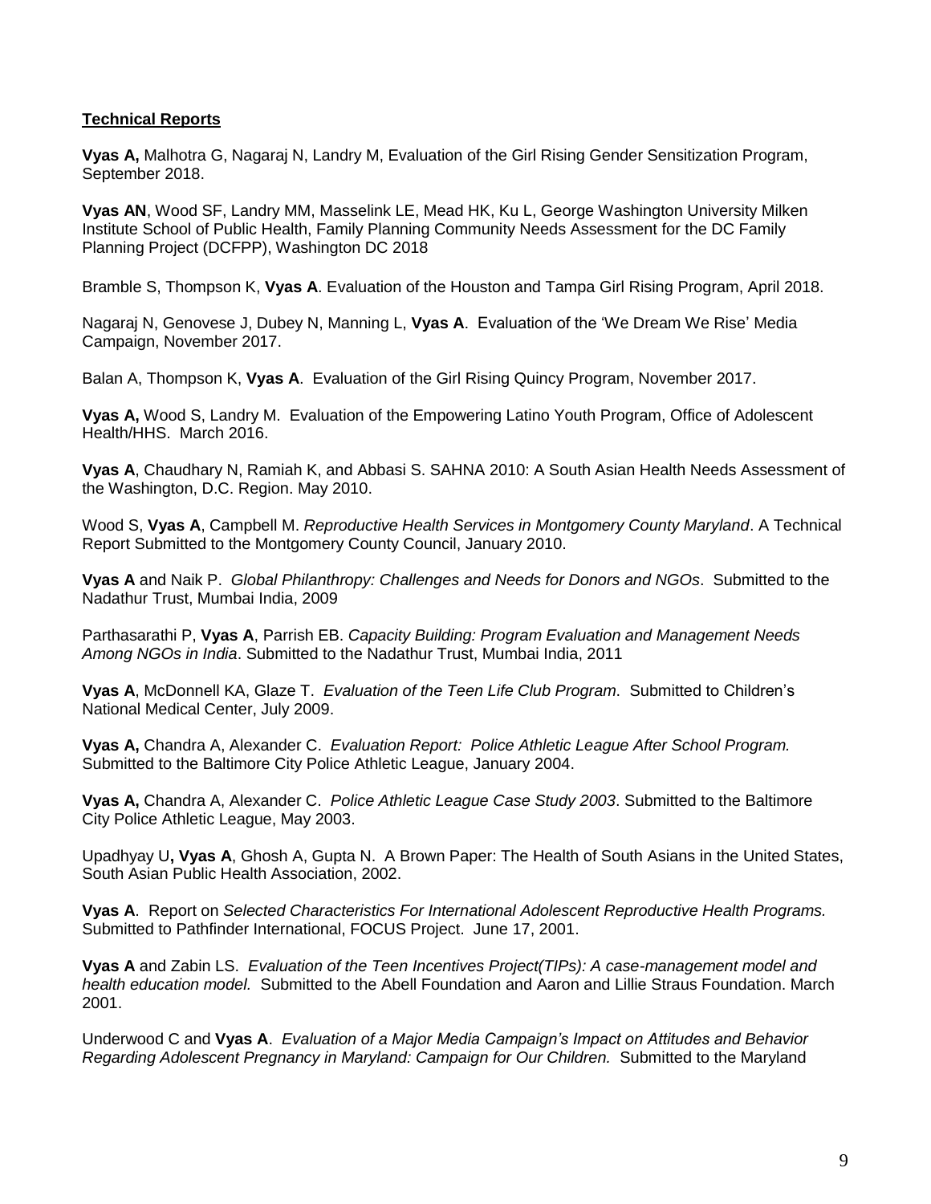**Technical Reports**

**Vyas A,** Malhotra G, Nagaraj N, Landry M, Evaluation of the Girl Rising Gender Sensitization Program, September 2018.

**Vyas AN**, Wood SF, Landry MM, Masselink LE, Mead HK, Ku L, George Washington University Milken Institute School of Public Health, Family Planning Community Needs Assessment for the DC Family Planning Project (DCFPP), Washington DC 2018

Bramble S, Thompson K, **Vyas A**. Evaluation of the Houston and Tampa Girl Rising Program, April 2018.

Nagaraj N, Genovese J, Dubey N, Manning L, **Vyas A**. Evaluation of the 'We Dream We Rise' Media Campaign, November 2017.

Balan A, Thompson K, **Vyas A**. Evaluation of the Girl Rising Quincy Program, November 2017.

**Vyas A,** Wood S, Landry M. Evaluation of the Empowering Latino Youth Program, Office of Adolescent Health/HHS. March 2016.

**Vyas A**, Chaudhary N, Ramiah K, and Abbasi S. SAHNA 2010: A South Asian Health Needs Assessment of the Washington, D.C. Region. May 2010.

Wood S, **Vyas A**, Campbell M. *Reproductive Health Services in Montgomery County Maryland*. A Technical Report Submitted to the Montgomery County Council, January 2010.

**Vyas A** and Naik P. *Global Philanthropy: Challenges and Needs for Donors and NGOs*. Submitted to the Nadathur Trust, Mumbai India, 2009

Parthasarathi P, **Vyas A**, Parrish EB. *Capacity Building: Program Evaluation and Management Needs Among NGOs in India*. Submitted to the Nadathur Trust, Mumbai India, 2011

**Vyas A**, McDonnell KA, Glaze T. *Evaluation of the Teen Life Club Program*. Submitted to Children's National Medical Center, July 2009.

**Vyas A,** Chandra A, Alexander C. *Evaluation Report: Police Athletic League After School Program.* Submitted to the Baltimore City Police Athletic League, January 2004.

**Vyas A,** Chandra A, Alexander C. *Police Athletic League Case Study 2003*. Submitted to the Baltimore City Police Athletic League, May 2003.

Upadhyay U**, Vyas A**, Ghosh A, Gupta N. A Brown Paper: The Health of South Asians in the United States, South Asian Public Health Association, 2002.

**Vyas A**. Report on *Selected Characteristics For International Adolescent Reproductive Health Programs.* Submitted to Pathfinder International, FOCUS Project. June 17, 2001.

**Vyas A** and Zabin LS. *Evaluation of the Teen Incentives Project(TIPs): A case-management model and health education model.* Submitted to the Abell Foundation and Aaron and Lillie Straus Foundation. March 2001.

Underwood C and **Vyas A**. *Evaluation of a Major Media Campaign's Impact on Attitudes and Behavior Regarding Adolescent Pregnancy in Maryland: Campaign for Our Children.* Submitted to the Maryland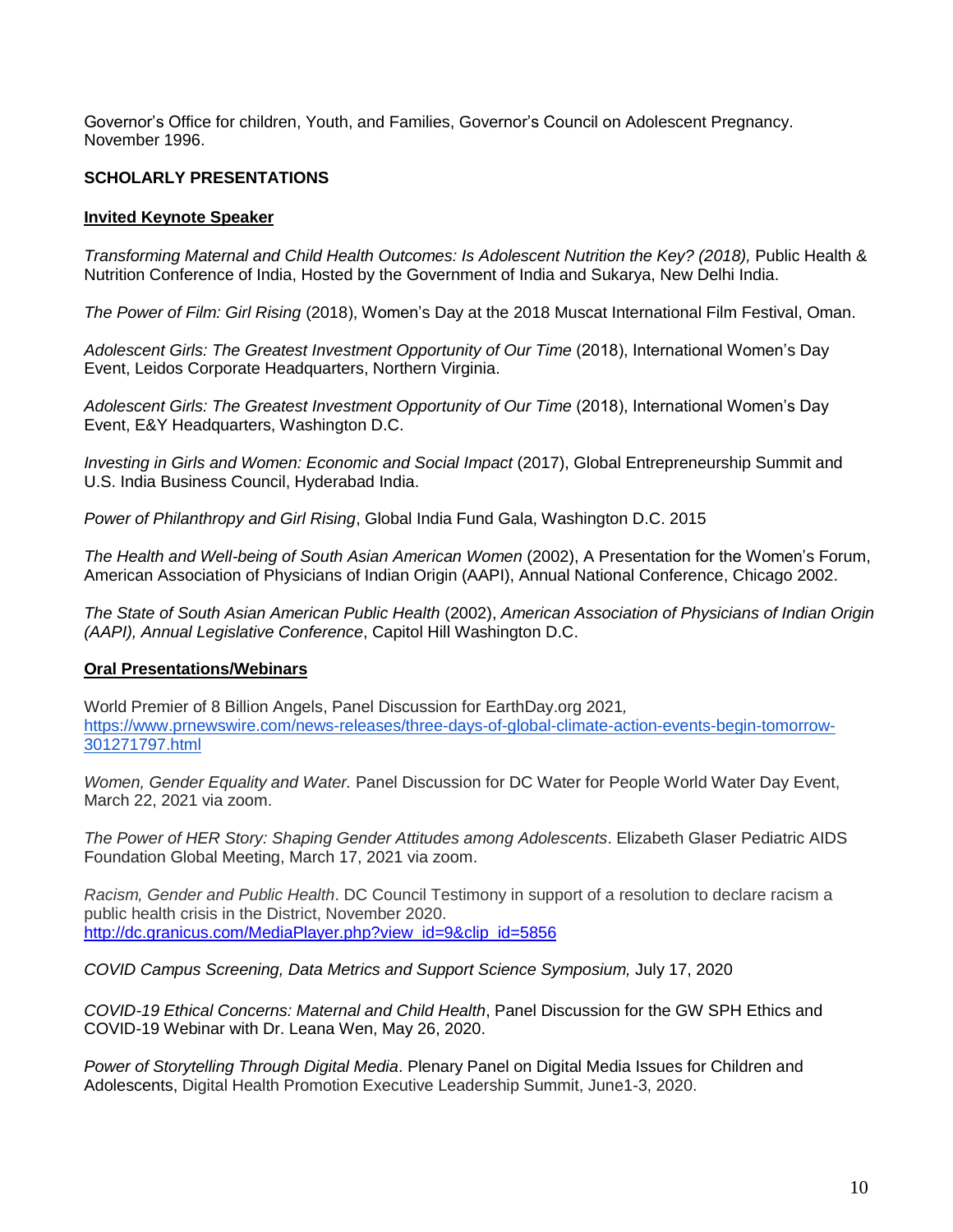Governor's Office for children, Youth, and Families, Governor's Council on Adolescent Pregnancy. November 1996.

## SCHOLARLY PRESENTATIONS

### Invited Keynote Speaker

*Transforming Maternal and Child Health Outcomes: Is Adolescent Nutrition the Key? (2018),* Public Health & Nutrition Conference of India, Hosted by the Government of India and Sukarya, New Delhi India.

*The Power of Film: Girl Rising* (2018), Women's Day at the 2018 Muscat International Film Festival, Oman.

*Adolescent Girls: The Greatest Investment Opportunity of Our Time* (2018), International Women's Day Event, Leidos Corporate Headquarters, Northern Virginia.

*Adolescent Girls: The Greatest Investment Opportunity of Our Time* (2018), International Women's Day Event, E&Y Headquarters, Washington D.C.

*Investing in Girls and Women: Economic and Social Impact* (2017), Global Entrepreneurship Summit and U.S. India Business Council, Hyderabad India.

*Power of Philanthropy and Girl Rising*, Global India Fund Gala, Washington D.C. 2015

*The Health and Well-being of South Asian American Women* (2002), A Presentation for the Women's Forum, American Association of Physicians of Indian Origin (AAPI), Annual National Conference, Chicago 2002.

*The State of South Asian American Public Health* (2002), *American Association of Physicians of Indian Origin (AAPI), Annual Legislative Conference*, Capitol Hill Washington D.C.

### Oral Presentations/Webinars

World Premier of 8 Billion Angels, Panel Discussion for EarthDay.org 2021, https://www.prnewswire.com/news-releases/three-days-of-global-climate-action-events-begin-tomorrow-301271797.html

*Women, Gender Equality and Water.* Panel Discussion for DC Water for People World Water Day Event, March 22, 2021 via zoom.

*The Power of HER Story: Shaping Gender Attitudes among Adolescents*. Elizabeth Glaser Pediatric AIDS Foundation Global Meeting, March 17, 2021 via zoom.

*Racism, Gender and Public Health*. DC Council Testimony in support of a resolution to declare racism a public health crisis in the District, November 2020. http://dc.granicus.com/MediaPlayer.php?view_id=9&clip_id=5856

*COVID Campus Screening, Data Metrics and Support Science Symposium,* July 17, 2020

*COVID-19 Ethical Concerns: Maternal and Child Health*, Panel Discussion for the GW SPH Ethics and COVID-19 Webinar with Dr. Leana Wen, May 26, 2020.

*Power of Storytelling Through Digital Media*. Plenary Panel on Digital Media Issues for Children and Adolescents, Digital Health Promotion Executive Leadership Summit, June1-3, 2020.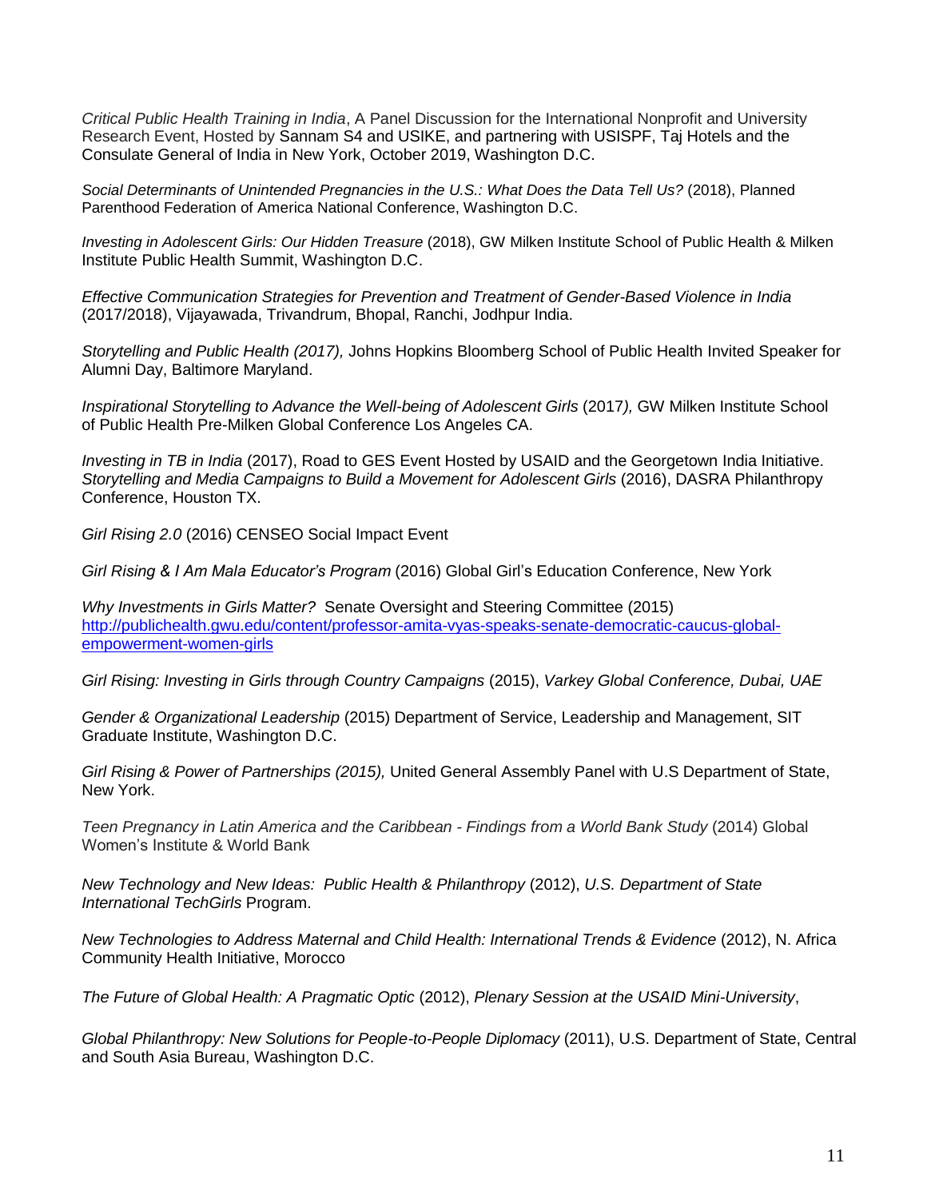*Critical Public Health Training in India*, A Panel Discussion for the International Nonprofit and University Research Event, Hosted by Sannam S4 and USIKE, and partnering with USISPF, Taj Hotels and the Consulate General of India in New York, October 2019, Washington D.C.

*Social Determinants of Unintended Pregnancies in the U.S.: What Does the Data Tell Us?* (2018), Planned Parenthood Federation of America National Conference, Washington D.C.

*Investing in Adolescent Girls: Our Hidden Treasure* (2018), GW Milken Institute School of Public Health & Milken Institute Public Health Summit, Washington D.C.

*Effective Communication Strategies for Prevention and Treatment of Gender-Based Violence in India* (2017/2018), Vijayawada, Trivandrum, Bhopal, Ranchi, Jodhpur India.

*Storytelling and Public Health (2017),* Johns Hopkins Bloomberg School of Public Health Invited Speaker for Alumni Day, Baltimore Maryland.

*Inspirational Storytelling to Advance the Well-being of Adolescent Girls* (2017*),* GW Milken Institute School of Public Health Pre-Milken Global Conference Los Angeles CA.

*Investing in TB in India* (2017), Road to GES Event Hosted by USAID and the Georgetown India Initiative.
*Storytelling and Media Campaigns to Build a Movement for Adolescent Girls* (2016), DASRA Philanthropy Conference, Houston TX.

*Girl Rising 2.0* (2016) CENSEO Social Impact Event

*Girl Rising & I Am Mala Educator's Program* (2016) Global Girl's Education Conference, New York

*Why Investments in Girls Matter?* Senate Oversight and Steering Committee (2015)
[http://publichealth.gwu.edu/content/professor-amita-vyas-speaks-senate-democratic-caucus-global-empowerment-women-girls](http://publichealth.gwu.edu/content/professor-amita-vyas-speaks-senate-democratic-caucus-global-empowerment-women-girls)

*Girl Rising: Investing in Girls through Country Campaigns* (2015), *Varkey Global Conference, Dubai, UAE*

*Gender & Organizational Leadership* (2015) Department of Service, Leadership and Management, SIT Graduate Institute, Washington D.C.

*Girl Rising & Power of Partnerships (2015),* United General Assembly Panel with U.S Department of State, New York.

*Teen Pregnancy in Latin America and the Caribbean - Findings from a World Bank Study* (2014) Global Women's Institute & World Bank

*New Technology and New Ideas: Public Health & Philanthropy* (2012), *U.S. Department of State International TechGirls* Program.

*New Technologies to Address Maternal and Child Health: International Trends & Evidence* (2012), N. Africa Community Health Initiative, Morocco

*The Future of Global Health: A Pragmatic Optic* (2012), *Plenary Session at the USAID Mini-University*,

*Global Philanthropy: New Solutions for People-to-People Diplomacy* (2011), U.S. Department of State, Central and South Asia Bureau, Washington D.C.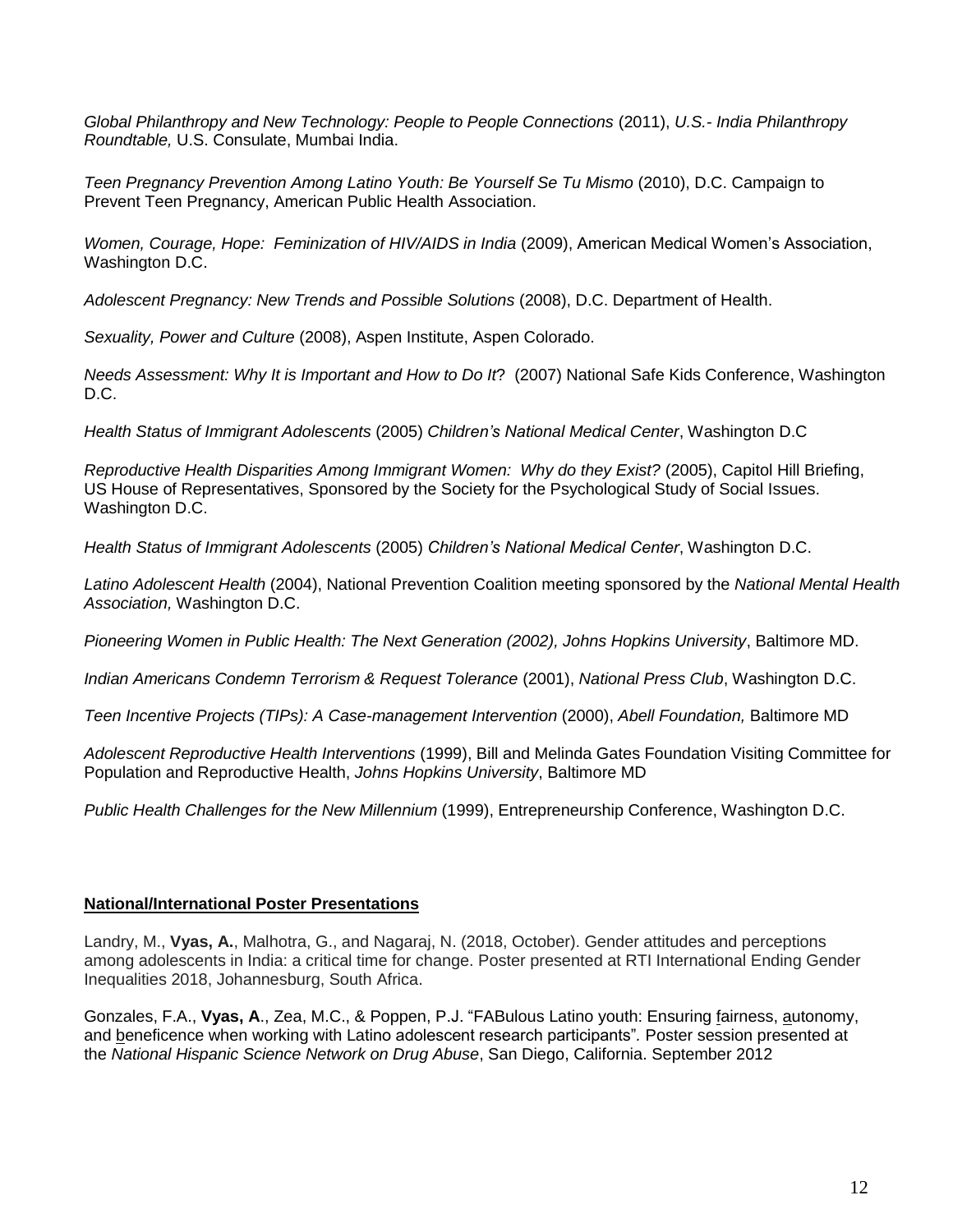*Global Philanthropy and New Technology: People to People Connections* (2011), *U.S.- India Philanthropy Roundtable,* U.S. Consulate, Mumbai India.

*Teen Pregnancy Prevention Among Latino Youth: Be Yourself Se Tu Mismo* (2010), D.C. Campaign to Prevent Teen Pregnancy, American Public Health Association.

*Women, Courage, Hope: Feminization of HIV/AIDS in India* (2009), American Medical Women's Association, Washington D.C.

*Adolescent Pregnancy: New Trends and Possible Solutions* (2008), D.C. Department of Health.

*Sexuality, Power and Culture* (2008), Aspen Institute, Aspen Colorado.

*Needs Assessment: Why It is Important and How to Do It*? (2007) National Safe Kids Conference, Washington D.C.

*Health Status of Immigrant Adolescents* (2005) *Children's National Medical Center*, Washington D.C

*Reproductive Health Disparities Among Immigrant Women: Why do they Exist?* (2005), Capitol Hill Briefing, US House of Representatives, Sponsored by the Society for the Psychological Study of Social Issues. Washington D.C.

*Health Status of Immigrant Adolescents* (2005) *Children's National Medical Center*, Washington D.C.

*Latino Adolescent Health* (2004), National Prevention Coalition meeting sponsored by the *National Mental Health Association,* Washington D.C.

*Pioneering Women in Public Health: The Next Generation (2002), Johns Hopkins University*, Baltimore MD.

*Indian Americans Condemn Terrorism & Request Tolerance* (2001), *National Press Club*, Washington D.C.

*Teen Incentive Projects (TIPs): A Case-management Intervention* (2000), *Abell Foundation,* Baltimore MD

*Adolescent Reproductive Health Interventions* (1999), Bill and Melinda Gates Foundation Visiting Committee for Population and Reproductive Health, *Johns Hopkins University*, Baltimore MD

*Public Health Challenges for the New Millennium* (1999), Entrepreneurship Conference, Washington D.C.

## National/International Poster Presentations

Landry, M., **Vyas, A.**, Malhotra, G., and Nagaraj, N. (2018, October). Gender attitudes and perceptions among adolescents in India: a critical time for change. Poster presented at RTI International Ending Gender Inequalities 2018, Johannesburg, South Africa.

Gonzales, F.A., **Vyas, A**., Zea, M.C., & Poppen, P.J. "FABulous Latino youth: Ensuring fairness, autonomy, and beneficence when working with Latino adolescent research participants". Poster session presented at the *National Hispanic Science Network on Drug Abuse*, San Diego, California. September 2012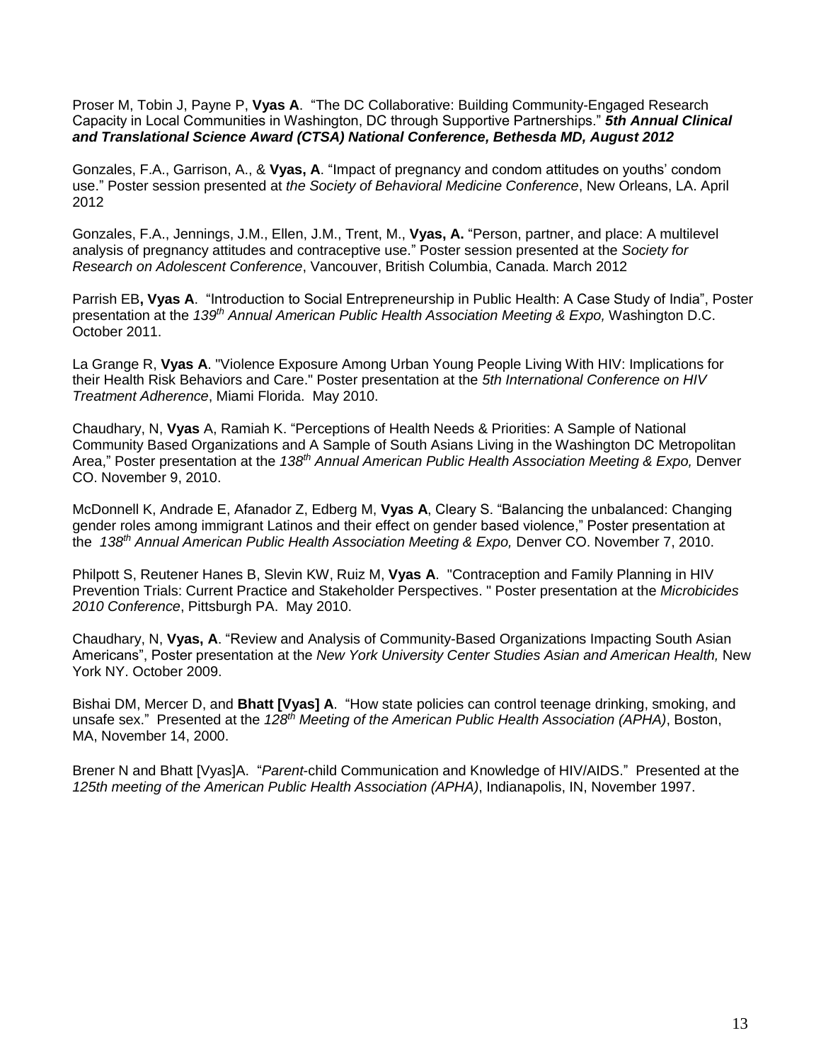Proser M, Tobin J, Payne P, **Vyas A**. "The DC Collaborative: Building Community-Engaged Research Capacity in Local Communities in Washington, DC through Supportive Partnerships." ***5th Annual Clinical and Translational Science Award (CTSA) National Conference, Bethesda MD, August 2012***

Gonzales, F.A., Garrison, A., & **Vyas, A**. "Impact of pregnancy and condom attitudes on youths' condom use." Poster session presented at *the Society of Behavioral Medicine Conference*, New Orleans, LA. April 2012

Gonzales, F.A., Jennings, J.M., Ellen, J.M., Trent, M., **Vyas, A.** "Person, partner, and place: A multilevel analysis of pregnancy attitudes and contraceptive use." Poster session presented at the *Society for Research on Adolescent Conference*, Vancouver, British Columbia, Canada. March 2012

Parrish EB**, Vyas A**. "Introduction to Social Entrepreneurship in Public Health: A Case Study of India", Poster presentation at the *139th Annual American Public Health Association Meeting & Expo,* Washington D.C. October 2011.

La Grange R, **Vyas A**. "Violence Exposure Among Urban Young People Living With HIV: Implications for their Health Risk Behaviors and Care." Poster presentation at the *5th International Conference on HIV Treatment Adherence*, Miami Florida. May 2010.

Chaudhary, N, **Vyas** A, Ramiah K. "Perceptions of Health Needs & Priorities: A Sample of National Community Based Organizations and A Sample of South Asians Living in the Washington DC Metropolitan Area," Poster presentation at the *138th Annual American Public Health Association Meeting & Expo,* Denver CO. November 9, 2010.

McDonnell K, Andrade E, Afanador Z, Edberg M, **Vyas A**, Cleary S. "Balancing the unbalanced: Changing gender roles among immigrant Latinos and their effect on gender based violence," Poster presentation at the *138th Annual American Public Health Association Meeting & Expo,* Denver CO. November 7, 2010.

Philpott S, Reutener Hanes B, Slevin KW, Ruiz M, **Vyas A**. "Contraception and Family Planning in HIV Prevention Trials: Current Practice and Stakeholder Perspectives. " Poster presentation at the *Microbicides 2010 Conference*, Pittsburgh PA. May 2010.

Chaudhary, N, **Vyas, A**. "Review and Analysis of Community-Based Organizations Impacting South Asian Americans", Poster presentation at the *New York University Center Studies Asian and American Health,* New York NY. October 2009.

Bishai DM, Mercer D, and **Bhatt [Vyas] A**. "How state policies can control teenage drinking, smoking, and unsafe sex." Presented at the *128th Meeting of the American Public Health Association (APHA)*, Boston, MA, November 14, 2000.

Brener N and Bhatt [Vyas]A. "*Parent*-child Communication and Knowledge of HIV/AIDS." Presented at the *125th meeting of the American Public Health Association (APHA)*, Indianapolis, IN, November 1997.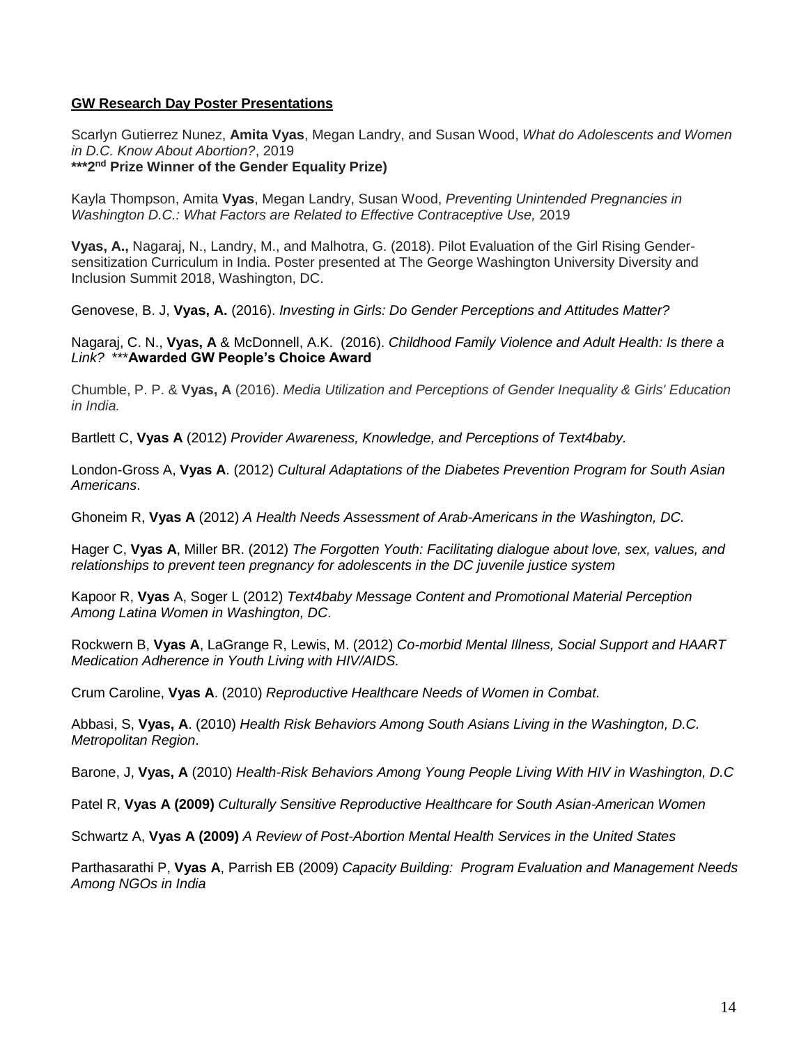**GW Research Day Poster Presentations**

Scarlyn Gutierrez Nunez, **Amita Vyas**, Megan Landry, and Susan Wood, *What do Adolescents and Women in D.C. Know About Abortion?*, 2019
**\*\*\*2nd Prize Winner of the Gender Equality Prize)**

Kayla Thompson, Amita **Vyas**, Megan Landry, Susan Wood, *Preventing Unintended Pregnancies in Washington D.C.: What Factors are Related to Effective Contraceptive Use,* 2019

**Vyas, A.,** Nagaraj, N., Landry, M., and Malhotra, G. (2018). Pilot Evaluation of the Girl Rising Gender-sensitization Curriculum in India. Poster presented at The George Washington University Diversity and Inclusion Summit 2018, Washington, DC.

Genovese, B. J, **Vyas, A.** (2016). *Investing in Girls: Do Gender Perceptions and Attitudes Matter?*

Nagaraj, C. N., **Vyas, A** & McDonnell, A.K. (2016). *Childhood Family Violence and Adult Health: Is there a Link?* \*\*\***Awarded GW People's Choice Award**

Chumble, P. P. & **Vyas, A** (2016). *Media Utilization and Perceptions of Gender Inequality & Girls' Education in India.*

Bartlett C, **Vyas A** (2012) *Provider Awareness, Knowledge, and Perceptions of Text4baby.*

London-Gross A, **Vyas A**. (2012) *Cultural Adaptations of the Diabetes Prevention Program for South Asian Americans*.

Ghoneim R, **Vyas A** (2012) *A Health Needs Assessment of Arab-Americans in the Washington, DC.*

Hager C, **Vyas A**, Miller BR. (2012) *The Forgotten Youth: Facilitating dialogue about love, sex, values, and relationships to prevent teen pregnancy for adolescents in the DC juvenile justice system*

Kapoor R, **Vyas** A, Soger L (2012) *Text4baby Message Content and Promotional Material Perception Among Latina Women in Washington, DC.*

Rockwern B, **Vyas A**, LaGrange R, Lewis, M. (2012) *Co-morbid Mental Illness, Social Support and HAART Medication Adherence in Youth Living with HIV/AIDS.*

Crum Caroline, **Vyas A**. (2010) *Reproductive Healthcare Needs of Women in Combat.*

Abbasi, S, **Vyas, A**. (2010) *Health Risk Behaviors Among South Asians Living in the Washington, D.C. Metropolitan Region*.

Barone, J, **Vyas, A** (2010) *Health-Risk Behaviors Among Young People Living With HIV in Washington, D.C*

Patel R, **Vyas A (2009)** *Culturally Sensitive Reproductive Healthcare for South Asian-American Women*

Schwartz A, **Vyas A (2009)** *A Review of Post-Abortion Mental Health Services in the United States*

Parthasarathi P, **Vyas A**, Parrish EB (2009) *Capacity Building: Program Evaluation and Management Needs Among NGOs in India*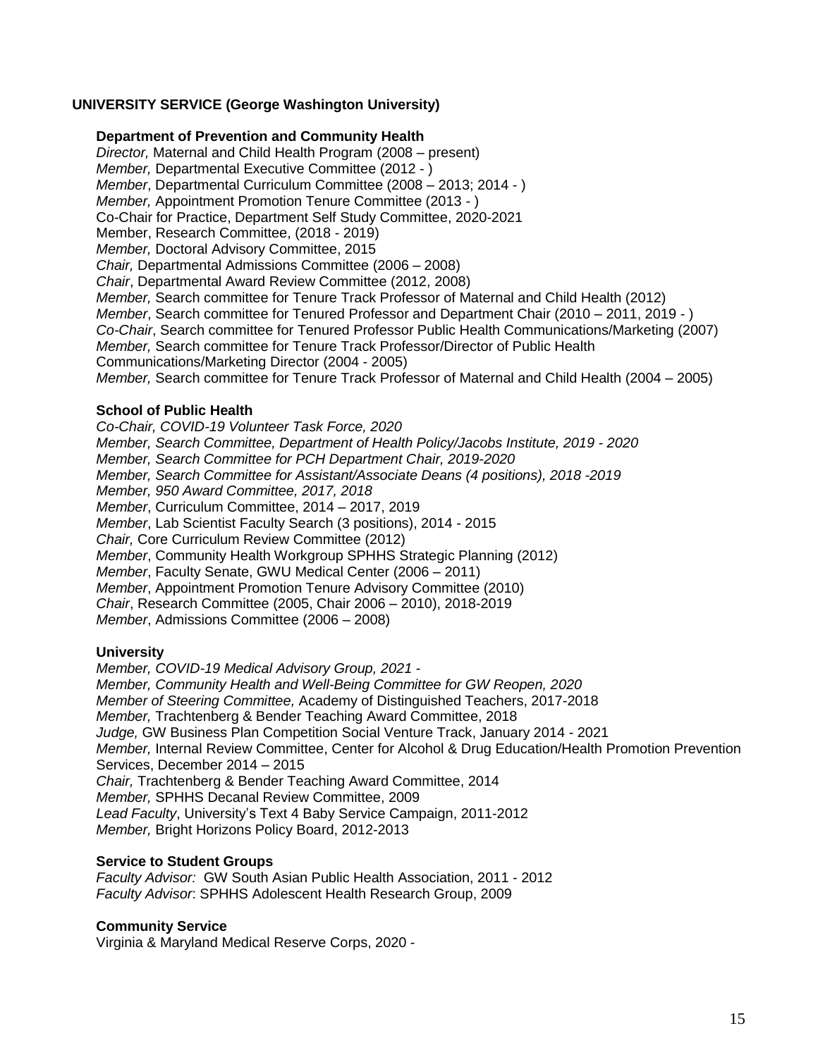## UNIVERSITY SERVICE (George Washington University)

### Department of Prevention and Community Health

*Director,* Maternal and Child Health Program (2008 – present)
*Member,* Departmental Executive Committee (2012 - )
*Member*, Departmental Curriculum Committee (2008 – 2013; 2014 - )
*Member,* Appointment Promotion Tenure Committee (2013 - )
Co-Chair for Practice, Department Self Study Committee, 2020-2021
Member, Research Committee, (2018 - 2019)
*Member,* Doctoral Advisory Committee, 2015
*Chair,* Departmental Admissions Committee (2006 – 2008)
*Chair*, Departmental Award Review Committee (2012, 2008)
*Member,* Search committee for Tenure Track Professor of Maternal and Child Health (2012)
*Member*, Search committee for Tenured Professor and Department Chair (2010 – 2011, 2019 - )
*Co-Chair*, Search committee for Tenured Professor Public Health Communications/Marketing (2007)
*Member,* Search committee for Tenure Track Professor/Director of Public Health Communications/Marketing Director (2004 - 2005)
*Member,* Search committee for Tenure Track Professor of Maternal and Child Health (2004 – 2005)

### School of Public Health

*Co-Chair, COVID-19 Volunteer Task Force, 2020*
*Member, Search Committee, Department of Health Policy/Jacobs Institute, 2019 - 2020*
*Member, Search Committee for PCH Department Chair, 2019-2020*
*Member, Search Committee for Assistant/Associate Deans (4 positions), 2018 -2019*
*Member, 950 Award Committee, 2017, 2018*
*Member*, Curriculum Committee, 2014 – 2017, 2019
*Member*, Lab Scientist Faculty Search (3 positions), 2014 - 2015
*Chair,* Core Curriculum Review Committee (2012)
*Member*, Community Health Workgroup SPHHS Strategic Planning (2012)
*Member*, Faculty Senate, GWU Medical Center (2006 – 2011)
*Member*, Appointment Promotion Tenure Advisory Committee (2010)
*Chair*, Research Committee (2005, Chair 2006 – 2010), 2018-2019
*Member*, Admissions Committee (2006 – 2008)

### University

*Member, COVID-19 Medical Advisory Group, 2021 -*
*Member, Community Health and Well-Being Committee for GW Reopen, 2020*
*Member of Steering Committee,* Academy of Distinguished Teachers, 2017-2018
*Member,* Trachtenberg & Bender Teaching Award Committee, 2018
*Judge,* GW Business Plan Competition Social Venture Track, January 2014 - 2021
*Member,* Internal Review Committee, Center for Alcohol & Drug Education/Health Promotion Prevention Services, December 2014 – 2015
*Chair,* Trachtenberg & Bender Teaching Award Committee, 2014
*Member,* SPHHS Decanal Review Committee, 2009
*Lead Faculty*, University's Text 4 Baby Service Campaign, 2011-2012
*Member,* Bright Horizons Policy Board, 2012-2013

### Service to Student Groups

*Faculty Advisor:* GW South Asian Public Health Association, 2011 - 2012
*Faculty Advisor*: SPHHS Adolescent Health Research Group, 2009

### Community Service

Virginia & Maryland Medical Reserve Corps, 2020 -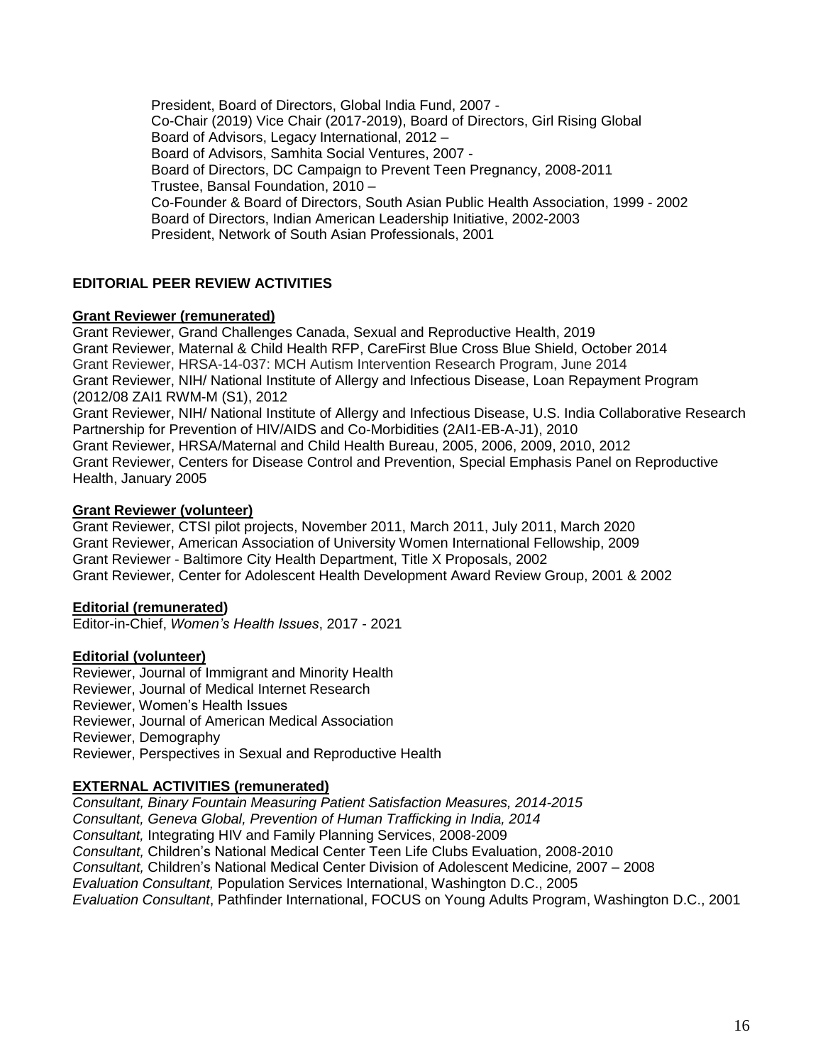President, Board of Directors, Global India Fund, 2007 -
Co-Chair (2019) Vice Chair (2017-2019), Board of Directors, Girl Rising Global
Board of Advisors, Legacy International, 2012 –
Board of Advisors, Samhita Social Ventures, 2007 -
Board of Directors, DC Campaign to Prevent Teen Pregnancy, 2008-2011
Trustee, Bansal Foundation, 2010 –
Co-Founder & Board of Directors, South Asian Public Health Association, 1999 - 2002
Board of Directors, Indian American Leadership Initiative, 2002-2003
President, Network of South Asian Professionals, 2001

## EDITORIAL PEER REVIEW ACTIVITIES

**Grant Reviewer (remunerated)**

Grant Reviewer, Grand Challenges Canada, Sexual and Reproductive Health, 2019
Grant Reviewer, Maternal & Child Health RFP, CareFirst Blue Cross Blue Shield, October 2014
Grant Reviewer, HRSA-14-037: MCH Autism Intervention Research Program, June 2014
Grant Reviewer, NIH/ National Institute of Allergy and Infectious Disease, Loan Repayment Program (2012/08 ZAI1 RWM-M (S1), 2012
Grant Reviewer, NIH/ National Institute of Allergy and Infectious Disease, U.S. India Collaborative Research Partnership for Prevention of HIV/AIDS and Co-Morbidities (2AI1-EB-A-J1), 2010
Grant Reviewer, HRSA/Maternal and Child Health Bureau, 2005, 2006, 2009, 2010, 2012
Grant Reviewer, Centers for Disease Control and Prevention, Special Emphasis Panel on Reproductive Health, January 2005

**Grant Reviewer (volunteer)**

Grant Reviewer, CTSI pilot projects, November 2011, March 2011, July 2011, March 2020
Grant Reviewer, American Association of University Women International Fellowship, 2009
Grant Reviewer - Baltimore City Health Department, Title X Proposals, 2002
Grant Reviewer, Center for Adolescent Health Development Award Review Group, 2001 & 2002

**Editorial (remunerated)**

Editor-in-Chief, *Women's Health Issues*, 2017 - 2021

**Editorial (volunteer)**

Reviewer, Journal of Immigrant and Minority Health
Reviewer, Journal of Medical Internet Research
Reviewer, Women's Health Issues
Reviewer, Journal of American Medical Association
Reviewer, Demography
Reviewer, Perspectives in Sexual and Reproductive Health

**EXTERNAL ACTIVITIES (remunerated)**

*Consultant, Binary Fountain Measuring Patient Satisfaction Measures, 2014-2015*
*Consultant, Geneva Global, Prevention of Human Trafficking in India, 2014*
*Consultant,* Integrating HIV and Family Planning Services, 2008-2009
*Consultant,* Children's National Medical Center Teen Life Clubs Evaluation, 2008-2010
*Consultant,* Children's National Medical Center Division of Adolescent Medicine*,* 2007 – 2008
*Evaluation Consultant,* Population Services International, Washington D.C., 2005
*Evaluation Consultant*, Pathfinder International, FOCUS on Young Adults Program, Washington D.C., 2001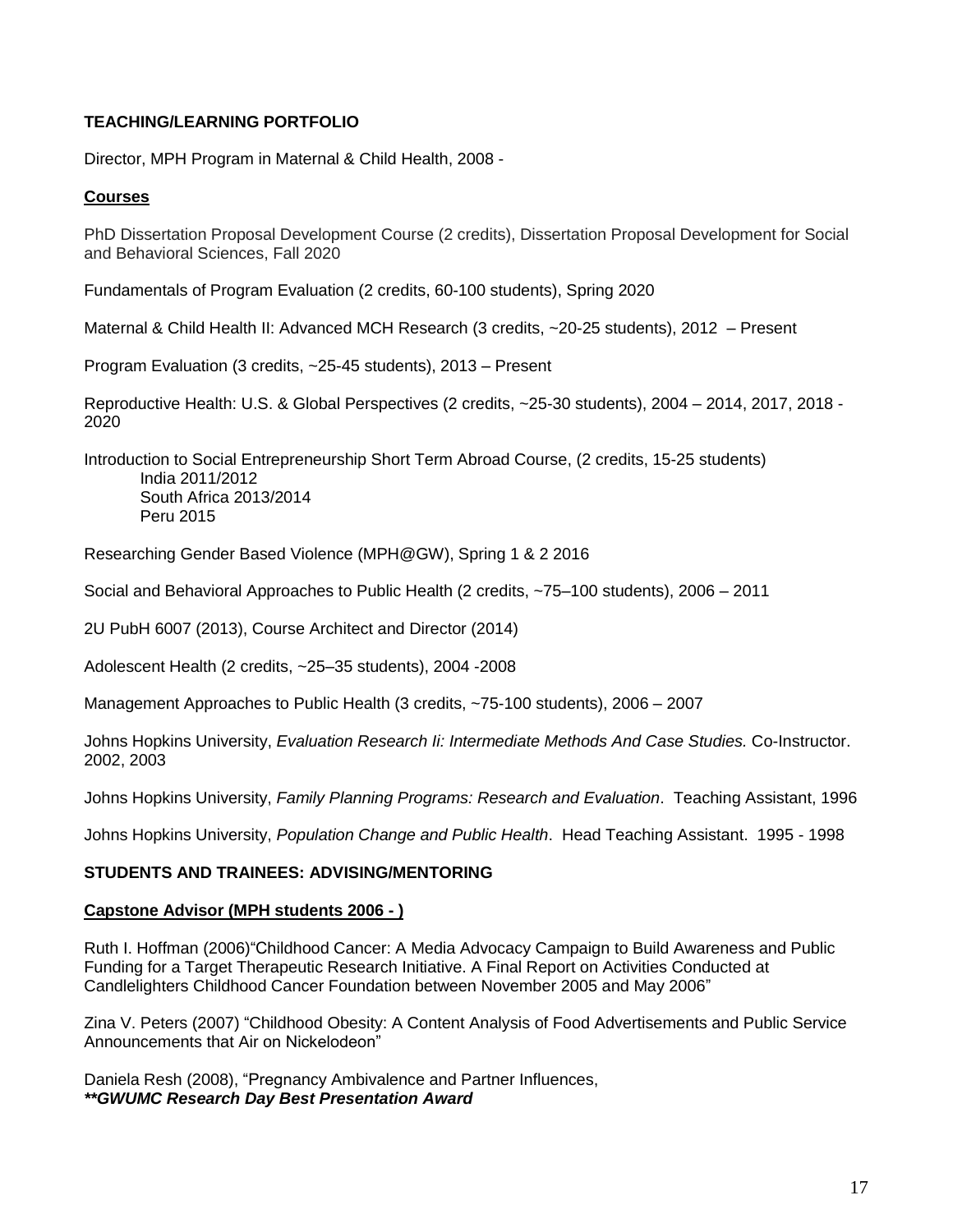## TEACHING/LEARNING PORTFOLIO

Director, MPH Program in Maternal & Child Health, 2008 -

### Courses

PhD Dissertation Proposal Development Course (2 credits), Dissertation Proposal Development for Social and Behavioral Sciences, Fall 2020

Fundamentals of Program Evaluation (2 credits, 60-100 students), Spring 2020

Maternal & Child Health II: Advanced MCH Research (3 credits, ~20-25 students), 2012 – Present

Program Evaluation (3 credits, ~25-45 students), 2013 – Present

Reproductive Health: U.S. & Global Perspectives (2 credits, ~25-30 students), 2004 – 2014, 2017, 2018 - 2020

Introduction to Social Entrepreneurship Short Term Abroad Course, (2 credits, 15-25 students)
- India 2011/2012
- South Africa 2013/2014
- Peru 2015

Researching Gender Based Violence (MPH@GW), Spring 1 & 2 2016

Social and Behavioral Approaches to Public Health (2 credits, ~75–100 students), 2006 – 2011

2U PubH 6007 (2013), Course Architect and Director (2014)

Adolescent Health (2 credits, ~25–35 students), 2004 -2008

Management Approaches to Public Health (3 credits, ~75-100 students), 2006 – 2007

Johns Hopkins University, *Evaluation Research Ii: Intermediate Methods And Case Studies.* Co-Instructor. 2002, 2003

Johns Hopkins University, *Family Planning Programs: Research and Evaluation*. Teaching Assistant, 1996

Johns Hopkins University, *Population Change and Public Health*. Head Teaching Assistant. 1995 - 1998

## STUDENTS AND TRAINEES: ADVISING/MENTORING

### Capstone Advisor (MPH students 2006 - )

Ruth I. Hoffman (2006)"Childhood Cancer: A Media Advocacy Campaign to Build Awareness and Public Funding for a Target Therapeutic Research Initiative. A Final Report on Activities Conducted at Candlelighters Childhood Cancer Foundation between November 2005 and May 2006"

Zina V. Peters (2007) "Childhood Obesity: A Content Analysis of Food Advertisements and Public Service Announcements that Air on Nickelodeon"

Daniela Resh (2008), "Pregnancy Ambivalence and Partner Influences,
***\*\*GWUMC Research Day Best Presentation Award***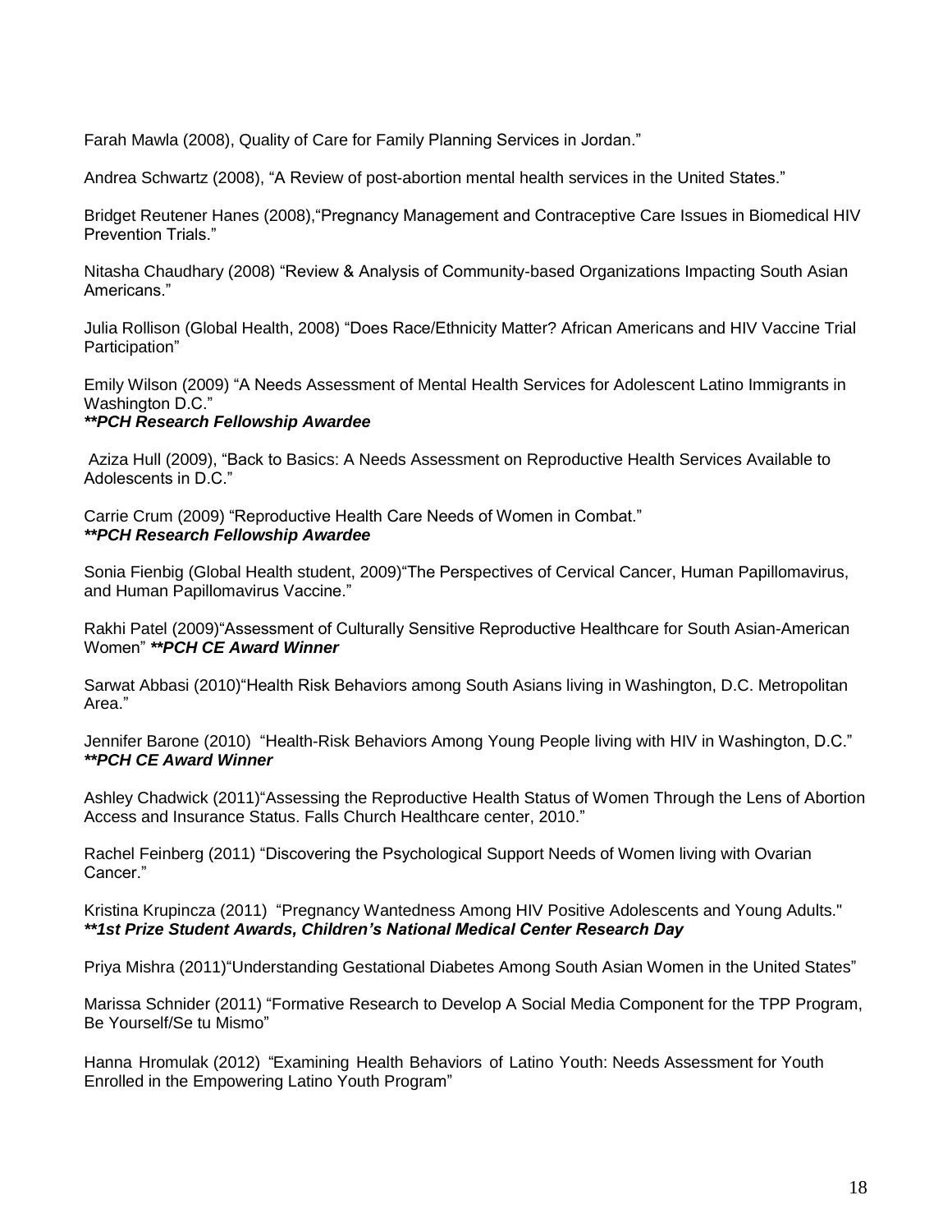Farah Mawla (2008), Quality of Care for Family Planning Services in Jordan."

Andrea Schwartz (2008), "A Review of post-abortion mental health services in the United States."

Bridget Reutener Hanes (2008),"Pregnancy Management and Contraceptive Care Issues in Biomedical HIV Prevention Trials."

Nitasha Chaudhary (2008) "Review & Analysis of Community-based Organizations Impacting South Asian Americans."

Julia Rollison (Global Health, 2008) "Does Race/Ethnicity Matter? African Americans and HIV Vaccine Trial Participation"

Emily Wilson (2009) "A Needs Assessment of Mental Health Services for Adolescent Latino Immigrants in Washington D.C."
***\*\*PCH Research Fellowship Awardee***

Aziza Hull (2009), "Back to Basics: A Needs Assessment on Reproductive Health Services Available to Adolescents in D.C."

Carrie Crum (2009) "Reproductive Health Care Needs of Women in Combat."
***\*\*PCH Research Fellowship Awardee***

Sonia Fienbig (Global Health student, 2009)"The Perspectives of Cervical Cancer, Human Papillomavirus, and Human Papillomavirus Vaccine."

Rakhi Patel (2009)"Assessment of Culturally Sensitive Reproductive Healthcare for South Asian-American Women" ***\*\*PCH CE Award Winner***

Sarwat Abbasi (2010)"Health Risk Behaviors among South Asians living in Washington, D.C. Metropolitan Area."

Jennifer Barone (2010) "Health-Risk Behaviors Among Young People living with HIV in Washington, D.C."
***\*\*PCH CE Award Winner***

Ashley Chadwick (2011)"Assessing the Reproductive Health Status of Women Through the Lens of Abortion Access and Insurance Status. Falls Church Healthcare center, 2010."

Rachel Feinberg (2011) "Discovering the Psychological Support Needs of Women living with Ovarian Cancer."

Kristina Krupincza (2011) "Pregnancy Wantedness Among HIV Positive Adolescents and Young Adults."
***\*\*1st Prize Student Awards, Children's National Medical Center Research Day***

Priya Mishra (2011)"Understanding Gestational Diabetes Among South Asian Women in the United States"

Marissa Schnider (2011) "Formative Research to Develop A Social Media Component for the TPP Program, Be Yourself/Se tu Mismo"

Hanna Hromulak (2012) "Examining Health Behaviors of Latino Youth: Needs Assessment for Youth Enrolled in the Empowering Latino Youth Program"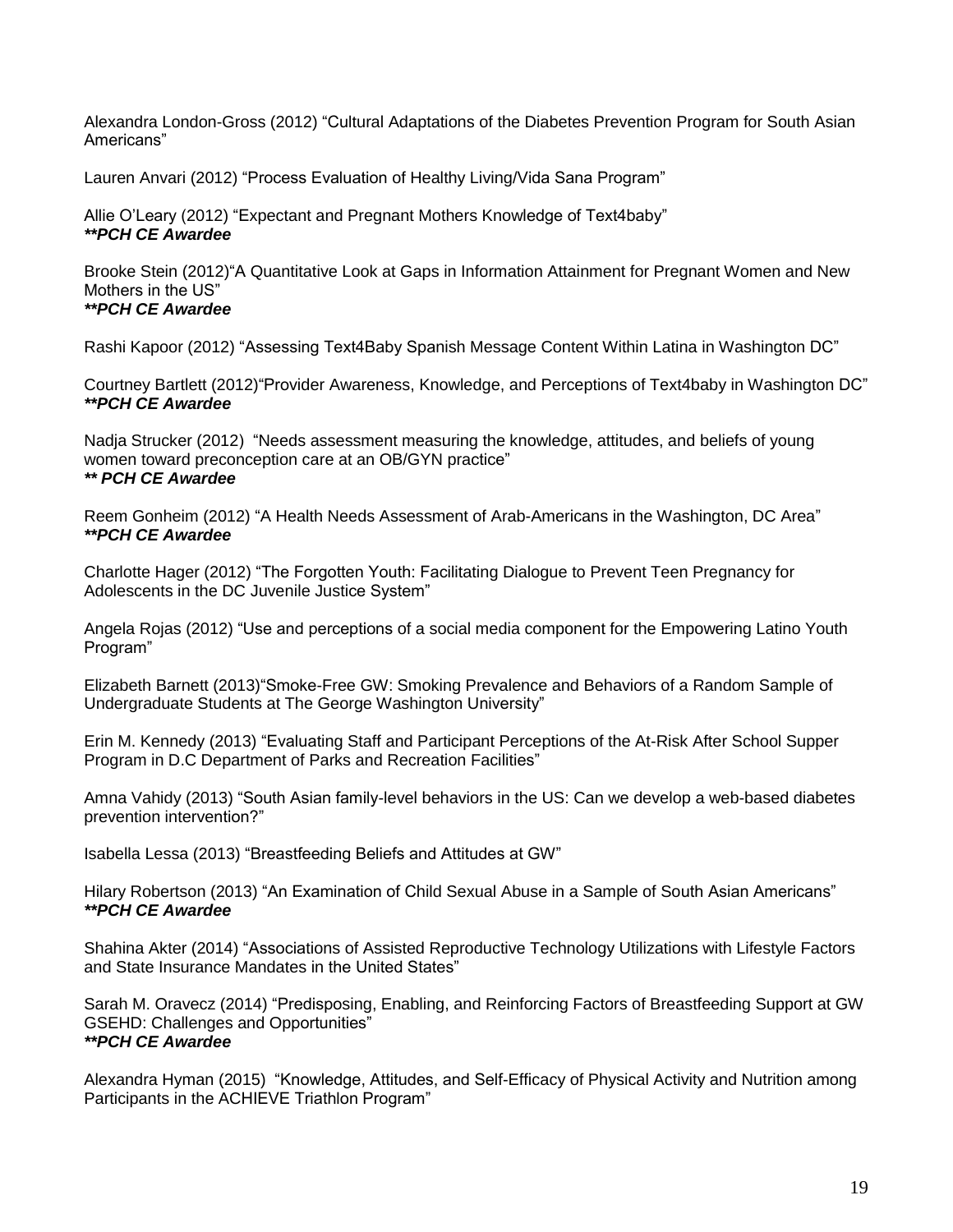Alexandra London-Gross (2012) “Cultural Adaptations of the Diabetes Prevention Program for South Asian Americans”

Lauren Anvari (2012) “Process Evaluation of Healthy Living/Vida Sana Program”

Allie O’Leary (2012) “Expectant and Pregnant Mothers Knowledge of Text4baby”
***\*PCH CE Awardee***

Brooke Stein (2012)“A Quantitative Look at Gaps in Information Attainment for Pregnant Women and New Mothers in the US”
***\*PCH CE Awardee***

Rashi Kapoor (2012) “Assessing Text4Baby Spanish Message Content Within Latina in Washington DC”

Courtney Bartlett (2012)“Provider Awareness, Knowledge, and Perceptions of Text4baby in Washington DC”
***\*PCH CE Awardee***

Nadja Strucker (2012) “Needs assessment measuring the knowledge, attitudes, and beliefs of young women toward preconception care at an OB/GYN practice”
***\* PCH CE Awardee***

Reem Gonheim (2012) “A Health Needs Assessment of Arab-Americans in the Washington, DC Area”
***\*PCH CE Awardee***

Charlotte Hager (2012) “The Forgotten Youth: Facilitating Dialogue to Prevent Teen Pregnancy for Adolescents in the DC Juvenile Justice System”

Angela Rojas (2012) “Use and perceptions of a social media component for the Empowering Latino Youth Program”

Elizabeth Barnett (2013)“Smoke-Free GW: Smoking Prevalence and Behaviors of a Random Sample of Undergraduate Students at The George Washington University”

Erin M. Kennedy (2013) “Evaluating Staff and Participant Perceptions of the At-Risk After School Supper Program in D.C Department of Parks and Recreation Facilities”

Amna Vahidy (2013) “South Asian family-level behaviors in the US: Can we develop a web-based diabetes prevention intervention?”

Isabella Lessa (2013) “Breastfeeding Beliefs and Attitudes at GW”

Hilary Robertson (2013) “An Examination of Child Sexual Abuse in a Sample of South Asian Americans”
***\*PCH CE Awardee***

Shahina Akter (2014) “Associations of Assisted Reproductive Technology Utilizations with Lifestyle Factors and State Insurance Mandates in the United States”

Sarah M. Oravecz (2014) “Predisposing, Enabling, and Reinforcing Factors of Breastfeeding Support at GW GSEHD: Challenges and Opportunities”
***\*PCH CE Awardee***

Alexandra Hyman (2015) “Knowledge, Attitudes, and Self-Efficacy of Physical Activity and Nutrition among Participants in the ACHIEVE Triathlon Program”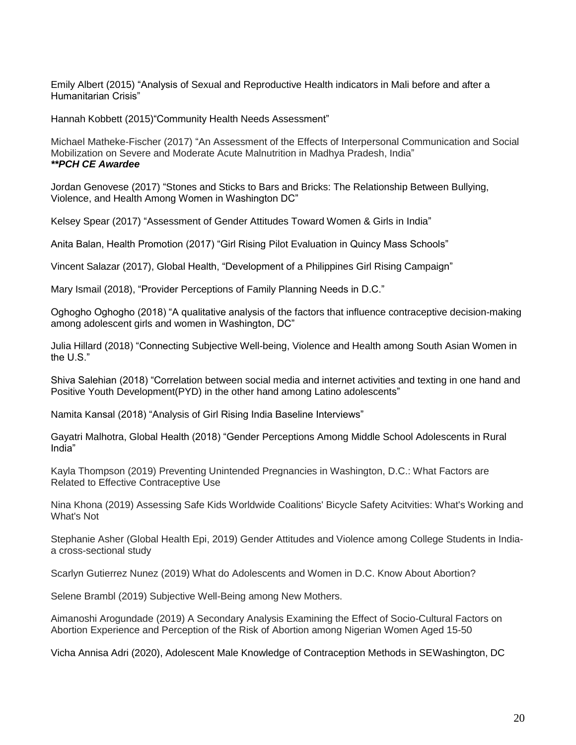Emily Albert (2015) “Analysis of Sexual and Reproductive Health indicators in Mali before and after a Humanitarian Crisis”

Hannah Kobbett (2015)“Community Health Needs Assessment”

Michael Matheke-Fischer (2017) “An Assessment of the Effects of Interpersonal Communication and Social Mobilization on Severe and Moderate Acute Malnutrition in Madhya Pradesh, India”
***\*\*PCH CE Awardee***

Jordan Genovese (2017) “Stones and Sticks to Bars and Bricks: The Relationship Between Bullying, Violence, and Health Among Women in Washington DC”

Kelsey Spear (2017) “Assessment of Gender Attitudes Toward Women & Girls in India”

Anita Balan, Health Promotion (2017) “Girl Rising Pilot Evaluation in Quincy Mass Schools”

Vincent Salazar (2017), Global Health, “Development of a Philippines Girl Rising Campaign”

Mary Ismail (2018), “Provider Perceptions of Family Planning Needs in D.C.”

Oghogho Oghogho (2018) “A qualitative analysis of the factors that influence contraceptive decision-making among adolescent girls and women in Washington, DC”

Julia Hillard (2018) “Connecting Subjective Well-being, Violence and Health among South Asian Women in the U.S.”

Shiva Salehian (2018) “Correlation between social media and internet activities and texting in one hand and Positive Youth Development(PYD) in the other hand among Latino adolescents”

Namita Kansal (2018) “Analysis of Girl Rising India Baseline Interviews”

Gayatri Malhotra, Global Health (2018) “Gender Perceptions Among Middle School Adolescents in Rural India”

Kayla Thompson (2019) Preventing Unintended Pregnancies in Washington, D.C.: What Factors are Related to Effective Contraceptive Use

Nina Khona (2019) Assessing Safe Kids Worldwide Coalitions' Bicycle Safety Acitvities: What's Working and What's Not

Stephanie Asher (Global Health Epi, 2019) Gender Attitudes and Violence among College Students in India- a cross-sectional study

Scarlyn Gutierrez Nunez (2019) What do Adolescents and Women in D.C. Know About Abortion?

Selene Brambl (2019) Subjective Well-Being among New Mothers.

Aimanoshi Arogundade (2019) A Secondary Analysis Examining the Effect of Socio-Cultural Factors on Abortion Experience and Perception of the Risk of Abortion among Nigerian Women Aged 15-50

Vicha Annisa Adri (2020), Adolescent Male Knowledge of Contraception Methods in SEWashington, DC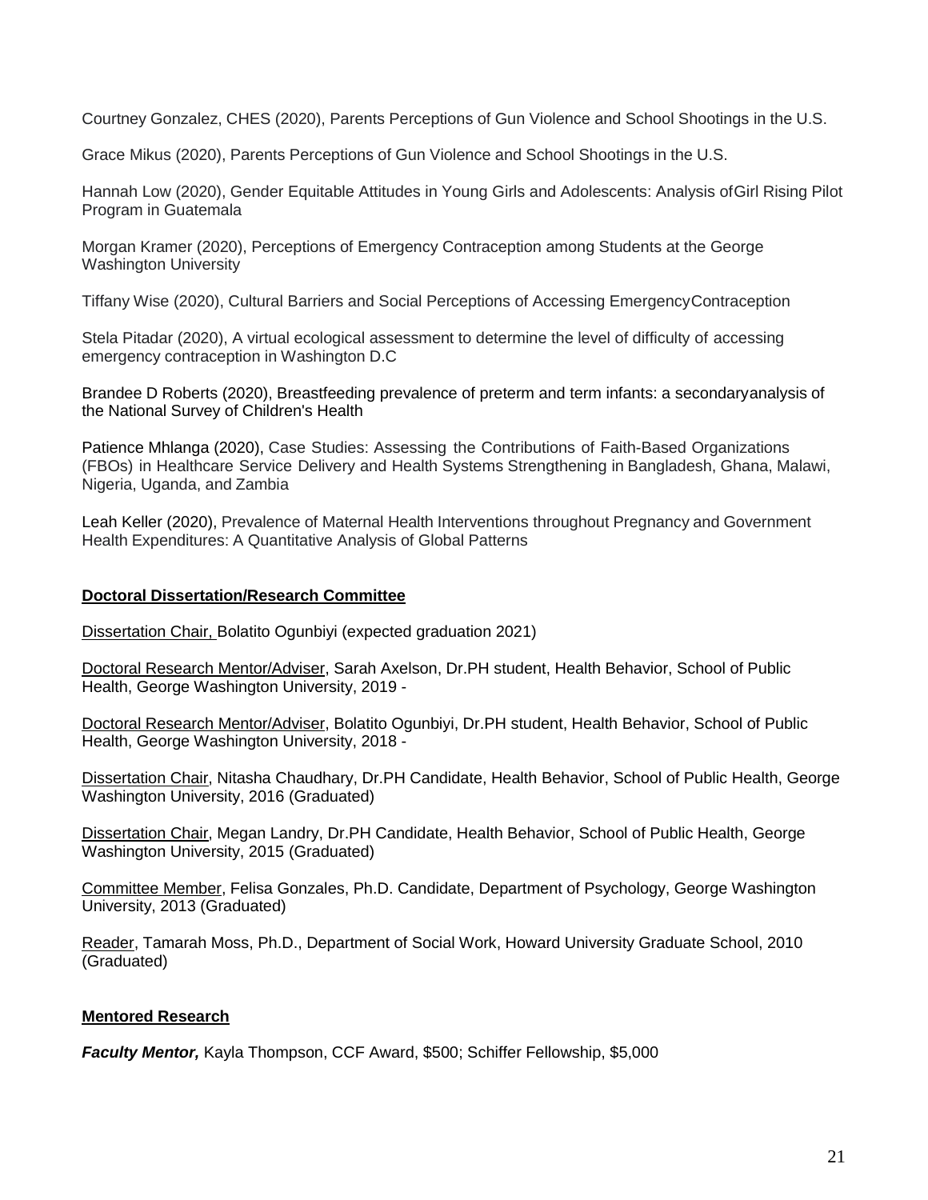Courtney Gonzalez, CHES (2020), Parents Perceptions of Gun Violence and School Shootings in the U.S.

Grace Mikus (2020), Parents Perceptions of Gun Violence and School Shootings in the U.S.

Hannah Low (2020), Gender Equitable Attitudes in Young Girls and Adolescents: Analysis ofGirl Rising Pilot Program in Guatemala

Morgan Kramer (2020), Perceptions of Emergency Contraception among Students at the George Washington University

Tiffany Wise (2020), Cultural Barriers and Social Perceptions of Accessing EmergencyContraception

Stela Pitadar (2020), A virtual ecological assessment to determine the level of difficulty of accessing emergency contraception in Washington D.C

Brandee D Roberts (2020), Breastfeeding prevalence of preterm and term infants: a secondaryanalysis of the National Survey of Children's Health

Patience Mhlanga (2020), Case Studies: Assessing the Contributions of Faith-Based Organizations (FBOs) in Healthcare Service Delivery and Health Systems Strengthening in Bangladesh, Ghana, Malawi, Nigeria, Uganda, and Zambia

Leah Keller (2020), Prevalence of Maternal Health Interventions throughout Pregnancy and Government Health Expenditures: A Quantitative Analysis of Global Patterns

**Doctoral Dissertation/Research Committee**

Dissertation Chair, Bolatito Ogunbiyi (expected graduation 2021)

Doctoral Research Mentor/Adviser, Sarah Axelson, Dr.PH student, Health Behavior, School of Public Health, George Washington University, 2019 -

Doctoral Research Mentor/Adviser, Bolatito Ogunbiyi, Dr.PH student, Health Behavior, School of Public Health, George Washington University, 2018 -

Dissertation Chair, Nitasha Chaudhary, Dr.PH Candidate, Health Behavior, School of Public Health, George Washington University, 2016 (Graduated)

Dissertation Chair, Megan Landry, Dr.PH Candidate, Health Behavior, School of Public Health, George Washington University, 2015 (Graduated)

Committee Member, Felisa Gonzales, Ph.D. Candidate, Department of Psychology, George Washington University, 2013 (Graduated)

Reader, Tamarah Moss, Ph.D., Department of Social Work, Howard University Graduate School, 2010 (Graduated)

**Mentored Research**

***Faculty Mentor,*** Kayla Thompson, CCF Award, $500; Schiffer Fellowship, $5,000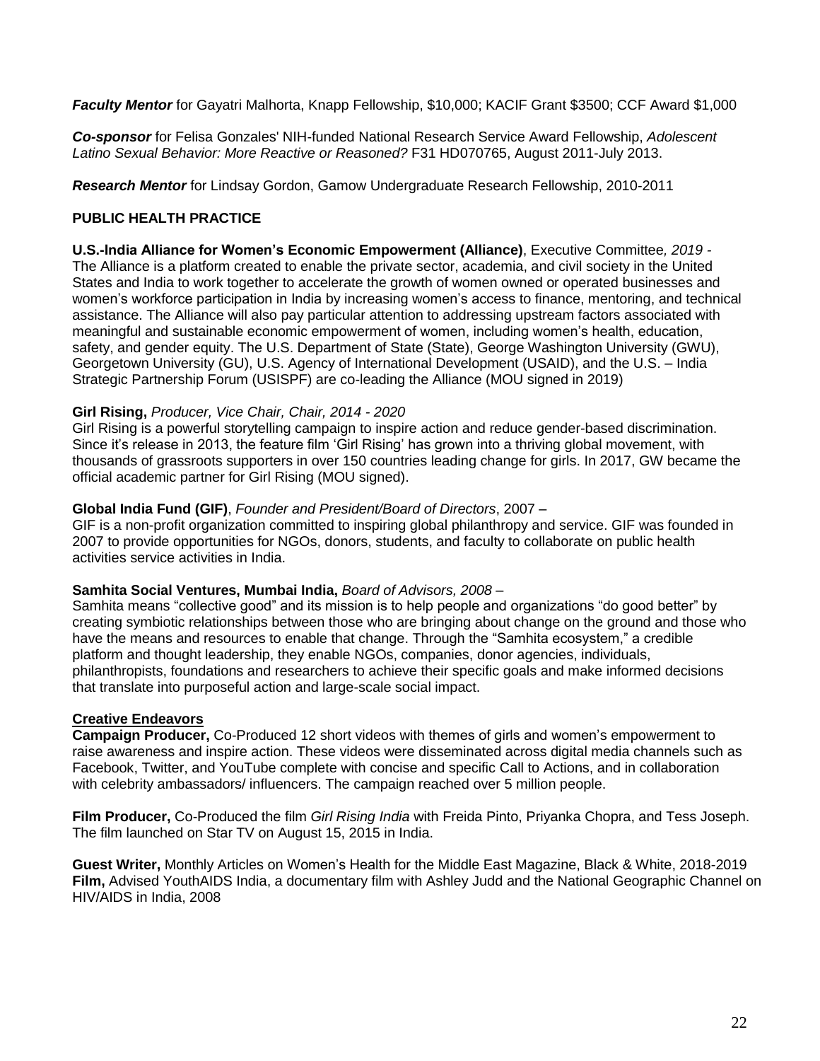***Faculty Mentor*** for Gayatri Malhorta, Knapp Fellowship, $10,000; KACIF Grant $3500; CCF Award $1,000

***Co-sponsor*** for Felisa Gonzales' NIH-funded National Research Service Award Fellowship, *Adolescent Latino Sexual Behavior: More Reactive or Reasoned?* F31 HD070765, August 2011-July 2013.

***Research Mentor*** for Lindsay Gordon, Gamow Undergraduate Research Fellowship, 2010-2011

## PUBLIC HEALTH PRACTICE

**U.S.-India Alliance for Women's Economic Empowerment (Alliance)**, Executive Committee*, 2019 -*
The Alliance is a platform created to enable the private sector, academia, and civil society in the United States and India to work together to accelerate the growth of women owned or operated businesses and women's workforce participation in India by increasing women's access to finance, mentoring, and technical assistance. The Alliance will also pay particular attention to addressing upstream factors associated with meaningful and sustainable economic empowerment of women, including women's health, education, safety, and gender equity. The U.S. Department of State (State), George Washington University (GWU), Georgetown University (GU), U.S. Agency of International Development (USAID), and the U.S. – India Strategic Partnership Forum (USISPF) are co-leading the Alliance (MOU signed in 2019)

**Girl Rising,** *Producer, Vice Chair, Chair, 2014 - 2020*
Girl Rising is a powerful storytelling campaign to inspire action and reduce gender-based discrimination. Since it's release in 2013, the feature film 'Girl Rising' has grown into a thriving global movement, with thousands of grassroots supporters in over 150 countries leading change for girls. In 2017, GW became the official academic partner for Girl Rising (MOU signed).

**Global India Fund (GIF)**, *Founder and President/Board of Directors*, 2007 –
GIF is a non-profit organization committed to inspiring global philanthropy and service. GIF was founded in 2007 to provide opportunities for NGOs, donors, students, and faculty to collaborate on public health activities service activities in India.

**Samhita Social Ventures, Mumbai India,** *Board of Advisors, 2008 –*
Samhita means "collective good" and its mission is to help people and organizations "do good better" by creating symbiotic relationships between those who are bringing about change on the ground and those who have the means and resources to enable that change. Through the "Samhita ecosystem," a credible platform and thought leadership, they enable NGOs, companies, donor agencies, individuals, philanthropists, foundations and researchers to achieve their specific goals and make informed decisions that translate into purposeful action and large-scale social impact.

### Creative Endeavors

**Campaign Producer,** Co-Produced 12 short videos with themes of girls and women's empowerment to raise awareness and inspire action. These videos were disseminated across digital media channels such as Facebook, Twitter, and YouTube complete with concise and specific Call to Actions, and in collaboration with celebrity ambassadors/ influencers. The campaign reached over 5 million people.

**Film Producer,** Co-Produced the film *Girl Rising India* with Freida Pinto, Priyanka Chopra, and Tess Joseph. The film launched on Star TV on August 15, 2015 in India.

**Guest Writer,** Monthly Articles on Women's Health for the Middle East Magazine, Black & White, 2018-2019
**Film,** Advised YouthAIDS India, a documentary film with Ashley Judd and the National Geographic Channel on HIV/AIDS in India, 2008